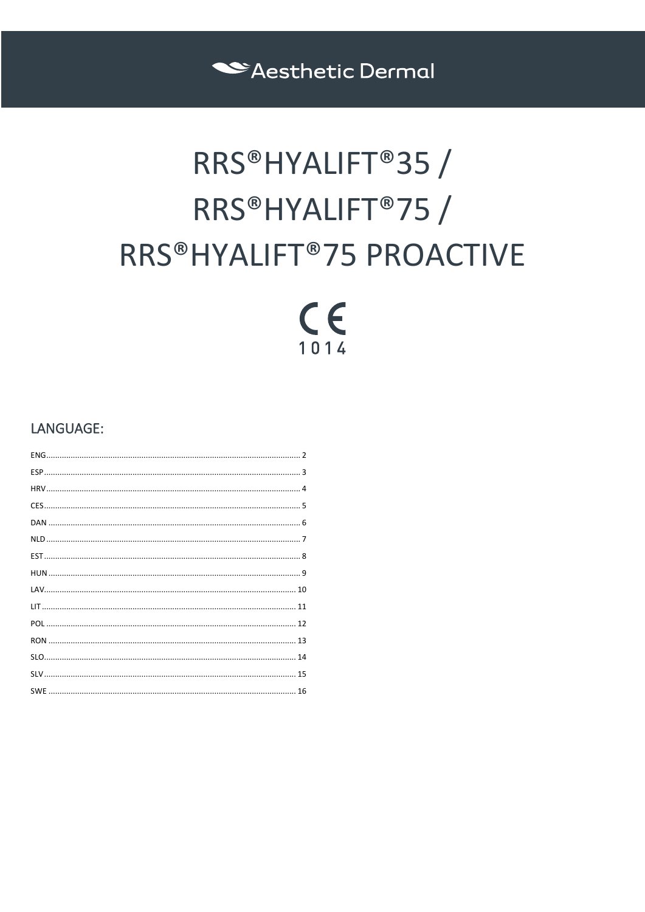Aesthetic Dermal

# RRS®HYALIFT®35 / RRS®HYALIFT®75 / RRS®HYALIFT®75 PROACTIVE

CE
1014

## LANGUAGE:

ENG ............ 2
ESP ............ 3
HRV ............ 4
CES ............ 5
DAN ............ 6
NLD ............ 7
EST ............ 8
HUN ............ 9
LAV ............ 10
LIT ............ 11
POL ............ 12
RON ............ 13
SLO ............ 14
SLV ............ 15
SWE ............ 16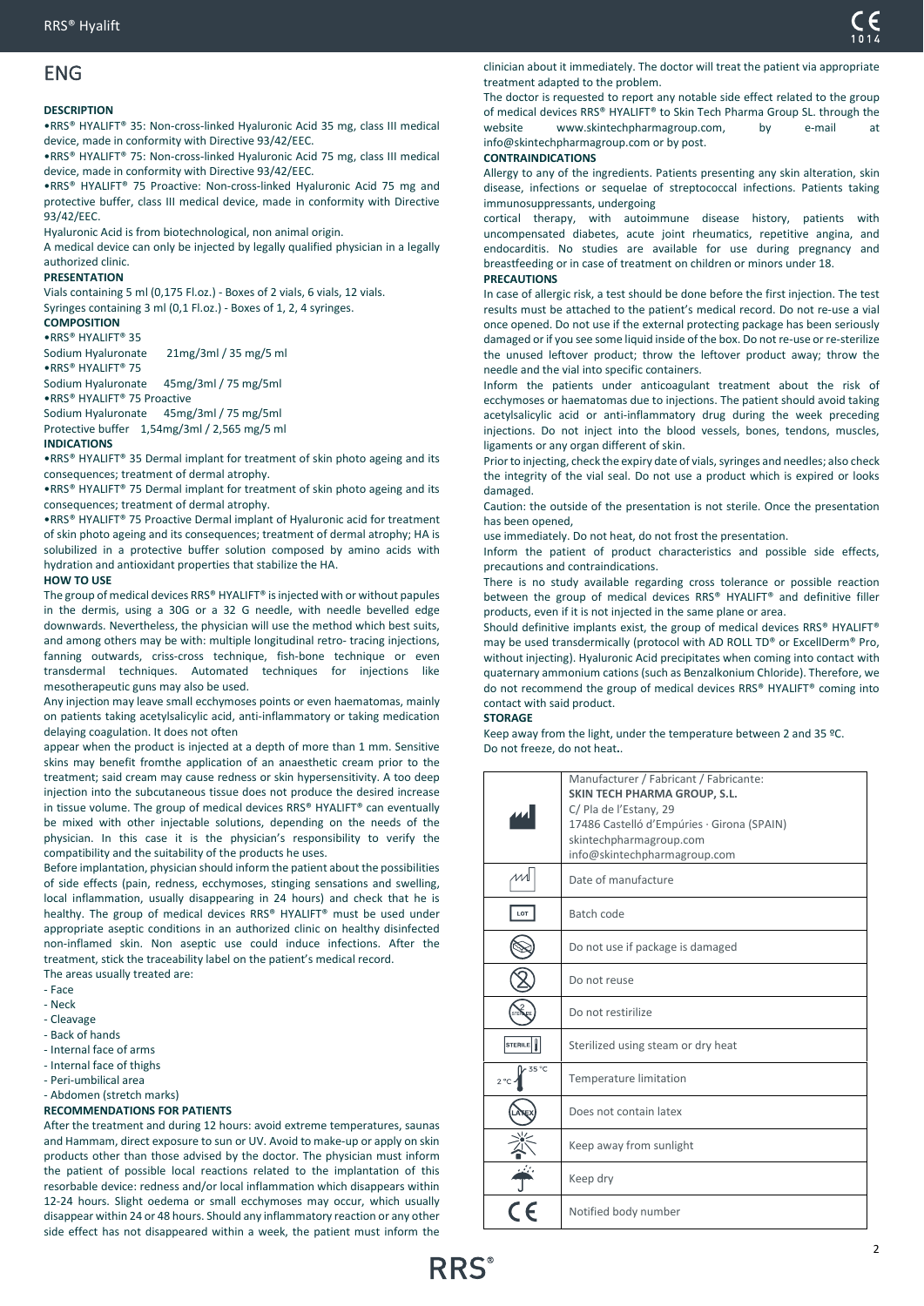## ENG

**DESCRIPTION**

•RRS® HYALIFT® 35: Non-cross-linked Hyaluronic Acid 35 mg, class III medical device, made in conformity with Directive 93/42/EEC.

•RRS® HYALIFT® 75: Non-cross-linked Hyaluronic Acid 75 mg, class III medical device, made in conformity with Directive 93/42/EEC.

•RRS® HYALIFT® 75 Proactive: Non-cross-linked Hyaluronic Acid 75 mg and protective buffer, class III medical device, made in conformity with Directive 93/42/EEC.

Hyaluronic Acid is from biotechnological, non animal origin.

A medical device can only be injected by legally qualified physician in a legally authorized clinic.

**PRESENTATION**

Vials containing 5 ml (0,175 Fl.oz.) - Boxes of 2 vials, 6 vials, 12 vials.
Syringes containing 3 ml (0,1 Fl.oz.) - Boxes of 1, 2, 4 syringes.

**COMPOSITION**

•RRS® HYALIFT® 35
Sodium Hyaluronate 21mg/3ml / 35 mg/5 ml
•RRS® HYALIFT® 75
Sodium Hyaluronate 45mg/3ml / 75 mg/5ml
•RRS® HYALIFT® 75 Proactive
Sodium Hyaluronate 45mg/3ml / 75 mg/5ml
Protective buffer 1,54mg/3ml / 2,565 mg/5 ml

**INDICATIONS**

•RRS® HYALIFT® 35 Dermal implant for treatment of skin photo ageing and its consequences; treatment of dermal atrophy.

•RRS® HYALIFT® 75 Dermal implant for treatment of skin photo ageing and its consequences; treatment of dermal atrophy.

•RRS® HYALIFT® 75 Proactive Dermal implant of Hyaluronic acid for treatment of skin photo ageing and its consequences; treatment of dermal atrophy; HA is solubilized in a protective buffer solution composed by amino acids with hydration and antioxidant properties that stabilize the HA.

**HOW TO USE**

The group of medical devices RRS® HYALIFT® is injected with or without papules in the dermis, using a 30G or a 32 G needle, with needle bevelled edge downwards. Nevertheless, the physician will use the method which best suits, and among others may be with: multiple longitudinal retro- tracing injections, fanning outwards, criss-cross technique, fish-bone technique or even transdermal techniques. Automated techniques for injections like mesotherapeutic guns may also be used.

Any injection may leave small ecchymoses points or even haematomas, mainly on patients taking acetylsalicylic acid, anti-inflammatory or taking medication delaying coagulation. It does not often appear when the product is injected at a depth of more than 1 mm. Sensitive skins may benefit fromthe application of an anaesthetic cream prior to the treatment; said cream may cause redness or skin hypersensitivity. A too deep injection into the subcutaneous tissue does not produce the desired increase in tissue volume. The group of medical devices RRS® HYALIFT® can eventually be mixed with other injectable solutions, depending on the needs of the physician. In this case it is the physician's responsibility to verify the compatibility and the suitability of the products he uses.

Before implantation, physician should inform the patient about the possibilities of side effects (pain, redness, ecchymoses, stinging sensations and swelling, local inflammation, usually disappearing in 24 hours) and check that he is healthy. The group of medical devices RRS® HYALIFT® must be used under appropriate aseptic conditions in an authorized clinic on healthy disinfected non-inflamed skin. Non aseptic use could induce infections. After the treatment, stick the traceability label on the patient's medical record.

The areas usually treated are:

- Face
- Neck
- Cleavage
- Back of hands
- Internal face of arms
- Internal face of thighs
- Peri-umbilical area
- Abdomen (stretch marks)

**RECOMMENDATIONS FOR PATIENTS**

After the treatment and during 12 hours: avoid extreme temperatures, saunas and Hammam, direct exposure to sun or UV. Avoid to make-up or apply on skin products other than those advised by the doctor. The physician must inform the patient of possible local reactions related to the implantation of this resorbable device: redness and/or local inflammation which disappears within 12-24 hours. Slight oedema or small ecchymoses may occur, which usually disappear within 24 or 48 hours. Should any inflammatory reaction or any other side effect has not disappeared within a week, the patient must inform the clinician about it immediately. The doctor will treat the patient via appropriate treatment adapted to the problem.

The doctor is requested to report any notable side effect related to the group of medical devices RRS® HYALIFT® to Skin Tech Pharma Group SL. through the website www.skintechpharmagroup.com, by e-mail at info@skintechpharmagroup.com or by post.

**CONTRAINDICATIONS**

Allergy to any of the ingredients. Patients presenting any skin alteration, skin disease, infections or sequelae of streptococcal infections. Patients taking immunosuppressants, undergoing cortical therapy, with autoimmune disease history, patients with uncompensated diabetes, acute joint rheumatics, repetitive angina, and endocarditis. No studies are available for use during pregnancy and breastfeeding or in case of treatment on children or minors under 18.

**PRECAUTIONS**

In case of allergic risk, a test should be done before the first injection. The test results must be attached to the patient's medical record. Do not re-use a vial once opened. Do not use if the external protecting package has been seriously damaged or if you see some liquid inside of the box. Do not re-use or re-sterilize the unused leftover product; throw the leftover product away; throw the needle and the vial into specific containers.

Inform the patients under anticoagulant treatment about the risk of ecchymoses or haematomas due to injections. The patient should avoid taking acetylsalicylic acid or anti-inflammatory drug during the week preceding injections. Do not inject into the blood vessels, bones, tendons, muscles, ligaments or any organ different of skin.

Prior to injecting, check the expiry date of vials, syringes and needles; also check the integrity of the vial seal. Do not use a product which is expired or looks damaged.

Caution: the outside of the presentation is not sterile. Once the presentation has been opened, use immediately. Do not heat, do not frost the presentation.

Inform the patient of product characteristics and possible side effects, precautions and contraindications.

There is no study available regarding cross tolerance or possible reaction between the group of medical devices RRS® HYALIFT® and definitive filler products, even if it is not injected in the same plane or area.

Should definitive implants exist, the group of medical devices RRS® HYALIFT® may be used transdermically (protocol with AD ROLL TD® or ExcellDerm® Pro, without injecting). Hyaluronic Acid precipitates when coming into contact with quaternary ammonium cations (such as Benzalkonium Chloride). Therefore, we do not recommend the group of medical devices RRS® HYALIFT® coming into contact with said product.

**STORAGE**

Keep away from the light, under the temperature between 2 and 35 ºC.
Do not freeze, do not heat..

| Symbol | Meaning |
|---|---|
| Manufacturer | Manufacturer / Fabricant / Fabricante: **SKIN TECH PHARMA GROUP, S.L.** C/ Pla de l'Estany, 29 17486 Castelló d'Empúries · Girona (SPAIN) skintechpharmagroup.com info@skintechpharmagroup.com |
| Date of manufacture | Date of manufacture |
| LOT | Batch code |
| Do not use if package is damaged | Do not use if package is damaged |
| Do not reuse | Do not reuse |
| STERILIZE | Do not restirilize |
| STERILE | Sterilized using steam or dry heat |
| 2 °C – 35 °C | Temperature limitation |
| LATEX | Does not contain latex |
| Keep away from sunlight | Keep away from sunlight |
| Keep dry | Keep dry |
| CE | Notified body number |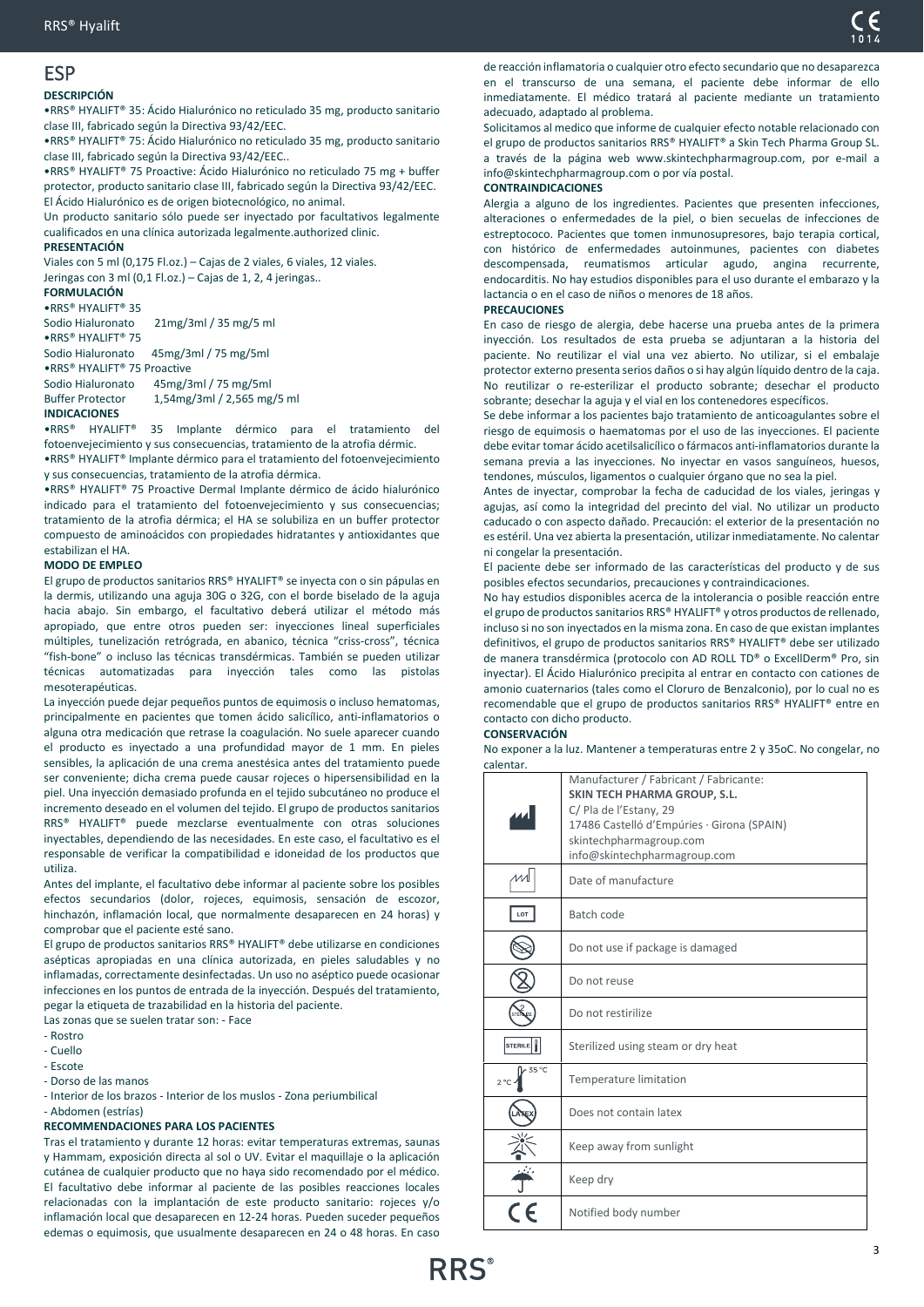# ESP

**DESCRIPCIÓN**

•RRS® HYALIFT® 35: Ácido Hialurónico no reticulado 35 mg, producto sanitario clase III, fabricado según la Directiva 93/42/EEC.

•RRS® HYALIFT® 75: Ácido Hialurónico no reticulado 35 mg, producto sanitario clase III, fabricado según la Directiva 93/42/EEC..

•RRS® HYALIFT® 75 Proactive: Ácido Hialurónico no reticulado 75 mg + buffer protector, producto sanitario clase III, fabricado según la Directiva 93/42/EEC.

El Ácido Hialurónico es de origen biotecnológico, no animal.

Un producto sanitario sólo puede ser inyectado por facultativos legalmente cualificados en una clínica autorizada legalmente.authorized clinic.

**PRESENTACIÓN**

Viales con 5 ml (0,175 Fl.oz.) – Cajas de 2 viales, 6 viales, 12 viales.

Jeringas con 3 ml (0,1 Fl.oz.) – Cajas de 1, 2, 4 jeringas..

**FORMULACIÓN**

•RRS® HYALIFT® 35

Sodio Hialuronato 21mg/3ml / 35 mg/5 ml

•RRS® HYALIFT® 75

Sodio Hialuronato 45mg/3ml / 75 mg/5ml

•RRS® HYALIFT® 75 Proactive

Sodio Hialuronato 45mg/3ml / 75 mg/5ml

Buffer Protector 1,54mg/3ml / 2,565 mg/5 ml

**INDICACIONES**

•RRS® HYALIFT® 35 Implante dérmico para el tratamiento del fotoenvejecimiento y sus consecuencias, tratamiento de la atrofia dérmic.

•RRS® HYALIFT® Implante dérmico para el tratamiento del fotoenvejecimiento y sus consecuencias, tratamiento de la atrofia dérmica.

•RRS® HYALIFT® 75 Proactive Dermal Implante dérmico de ácido hialurónico indicado para el tratamiento del fotoenvejecimiento y sus consecuencias; tratamiento de la atrofia dérmica; el HA se solubiliza en un buffer protector compuesto de aminoácidos con propiedades hidratantes y antioxidantes que estabilizan el HA.

**MODO DE EMPLEO**

El grupo de productos sanitarios RRS® HYALIFT® se inyecta con o sin pápulas en la dermis, utilizando una aguja 30G o 32G, con el borde biselado de la aguja hacia abajo. Sin embargo, el facultativo deberá utilizar el método más apropiado, que entre otros pueden ser: inyecciones lineal superficiales múltiples, tunelización retrógrada, en abanico, técnica “criss-cross”, técnica “fish-bone” o incluso las técnicas transdérmicas. También se pueden utilizar técnicas automatizadas para inyección tales como las pistolas mesoterapéuticas.

La inyección puede dejar pequeños puntos de equimosis o incluso hematomas, principalmente en pacientes que tomen ácido salicílico, anti-inflamatorios o alguna otra medicación que retrase la coagulación. No suele aparecer cuando el producto es inyectado a una profundidad mayor de 1 mm. En pieles sensibles, la aplicación de una crema anestésica antes del tratamiento puede ser conveniente; dicha crema puede causar rojeces o hipersensibilidad en la piel. Una inyección demasiado profunda en el tejido subcutáneo no produce el incremento deseado en el volumen del tejido. El grupo de productos sanitarios RRS® HYALIFT® puede mezclarse eventualmente con otras soluciones inyectables, dependiendo de las necesidades. En este caso, el facultativo es el responsable de verificar la compatibilidad e idoneidad de los productos que utiliza.

Antes del implante, el facultativo debe informar al paciente sobre los posibles efectos secundarios (dolor, rojeces, equimosis, sensación de escozor, hinchazón, inflamación local, que normalmente desaparecen en 24 horas) y comprobar que el paciente esté sano.

El grupo de productos sanitarios RRS® HYALIFT® debe utilizarse en condiciones asépticas apropiadas en una clínica autorizada, en pieles saludables y no inflamadas, correctamente desinfectadas. Un uso no aséptico puede ocasionar infecciones en los puntos de entrada de la inyección. Después del tratamiento, pegar la etiqueta de trazabilidad en la historia del paciente.

Las zonas que se suelen tratar son: - Face

- Rostro
- Cuello
- Escote
- Dorso de las manos
- Interior de los brazos - Interior de los muslos - Zona periumbilical
- Abdomen (estrías)

**RECOMMENDACIONES PARA LOS PACIENTES**

Tras el tratamiento y durante 12 horas: evitar temperaturas extremas, saunas y Hammam, exposición directa al sol o UV. Evitar el maquillaje o la aplicación cutánea de cualquier producto que no haya sido recomendado por el médico. El facultativo debe informar al paciente de las posibles reacciones locales relacionadas con la implantación de este producto sanitario: rojeces y/o inflamación local que desaparecen en 12-24 horas. Pueden suceder pequeños edemas o equimosis, que usualmente desaparecen en 24 o 48 horas. En caso de reacción inflamatoria o cualquier otro efecto secundario que no desaparezca en el transcurso de una semana, el paciente debe informar de ello inmediatamente. El médico tratará al paciente mediante un tratamiento adecuado, adaptado al problema.

Solicitamos al medico que informe de cualquier efecto notable relacionado con el grupo de productos sanitarios RRS® HYALIFT® a Skin Tech Pharma Group SL. a través de la página web www.skintechpharmagroup.com, por e-mail a info@skintechpharmagroup.com o por vía postal.

**CONTRAINDICACIONES**

Alergia a alguno de los ingredientes. Pacientes que presenten infecciones, alteraciones o enfermedades de la piel, o bien secuelas de infecciones de estreptococo. Pacientes que tomen inmunosupresores, bajo terapia cortical, con histórico de enfermedades autoinmunes, pacientes con diabetes descompensada, reumatismos articular agudo, angina recurrente, endocarditis. No hay estudios disponibles para el uso durante el embarazo y la lactancia o en el caso de niños o menores de 18 años.

**PRECAUCIONES**

En caso de riesgo de alergia, debe hacerse una prueba antes de la primera inyección. Los resultados de esta prueba se adjuntaran a la historia del paciente. No reutilizar el vial una vez abierto. No utilizar, si el embalaje protector externo presenta serios daños o si hay algún líquido dentro de la caja. No reutilizar o re-esterilizar el producto sobrante; desechar el producto sobrante; desechar la aguja y el vial en los contenedores específicos.

Se debe informar a los pacientes bajo tratamiento de anticoagulantes sobre el riesgo de equimosis o haematomas por el uso de las inyecciones. El paciente debe evitar tomar ácido acetilsalicílico o fármacos anti-inflamatorios durante la semana previa a las inyecciones. No inyectar en vasos sanguíneos, huesos, tendones, músculos, ligamentos o cualquier órgano que no sea la piel.

Antes de inyectar, comprobar la fecha de caducidad de los viales, jeringas y agujas, así como la integridad del precinto del vial. No utilizar un producto caducado o con aspecto dañado. Precaución: el exterior de la presentación no es estéril. Una vez abierta la presentación, utilizar inmediatamente. No calentar ni congelar la presentación.

El paciente debe ser informado de las características del producto y de sus posibles efectos secundarios, precauciones y contraindicaciones.

No hay estudios disponibles acerca de la intolerancia o posible reacción entre el grupo de productos sanitarios RRS® HYALIFT® y otros productos de rellenado, incluso si no son inyectados en la misma zona. En caso de que existan implantes definitivos, el grupo de productos sanitarios RRS® HYALIFT® debe ser utilizado de manera transdérmica (protocolo con AD ROLL TD® o ExcellDerm® Pro, sin inyectar). El Ácido Hialurónico precipita al entrar en contacto con cationes de amonio cuaternarios (tales como el Cloruro de Benzalconio), por lo cual no es recomendable que el grupo de productos sanitarios RRS® HYALIFT® entre en contacto con dicho producto.

**CONSERVACIÓN**

No exponer a la luz. Mantener a temperaturas entre 2 y 35oC. No congelar, no calentar.

| | |
|---|---|
| | Manufacturer / Fabricant / Fabricante: **SKIN TECH PHARMA GROUP, S.L.** C/ Pla de l'Estany, 29 17486 Castelló d'Empúries · Girona (SPAIN) skintechpharmagroup.com info@skintechpharmagroup.com |
| | Date of manufacture |
| LOT | Batch code |
| | Do not use if package is damaged |
| | Do not reuse |
| STERILIZE | Do not restirilize |
| STERILE | Sterilized using steam or dry heat |
| 2 °C – 35 °C | Temperature limitation |
| LATEX | Does not contain latex |
| | Keep away from sunlight |
| | Keep dry |
| CE | Notified body number |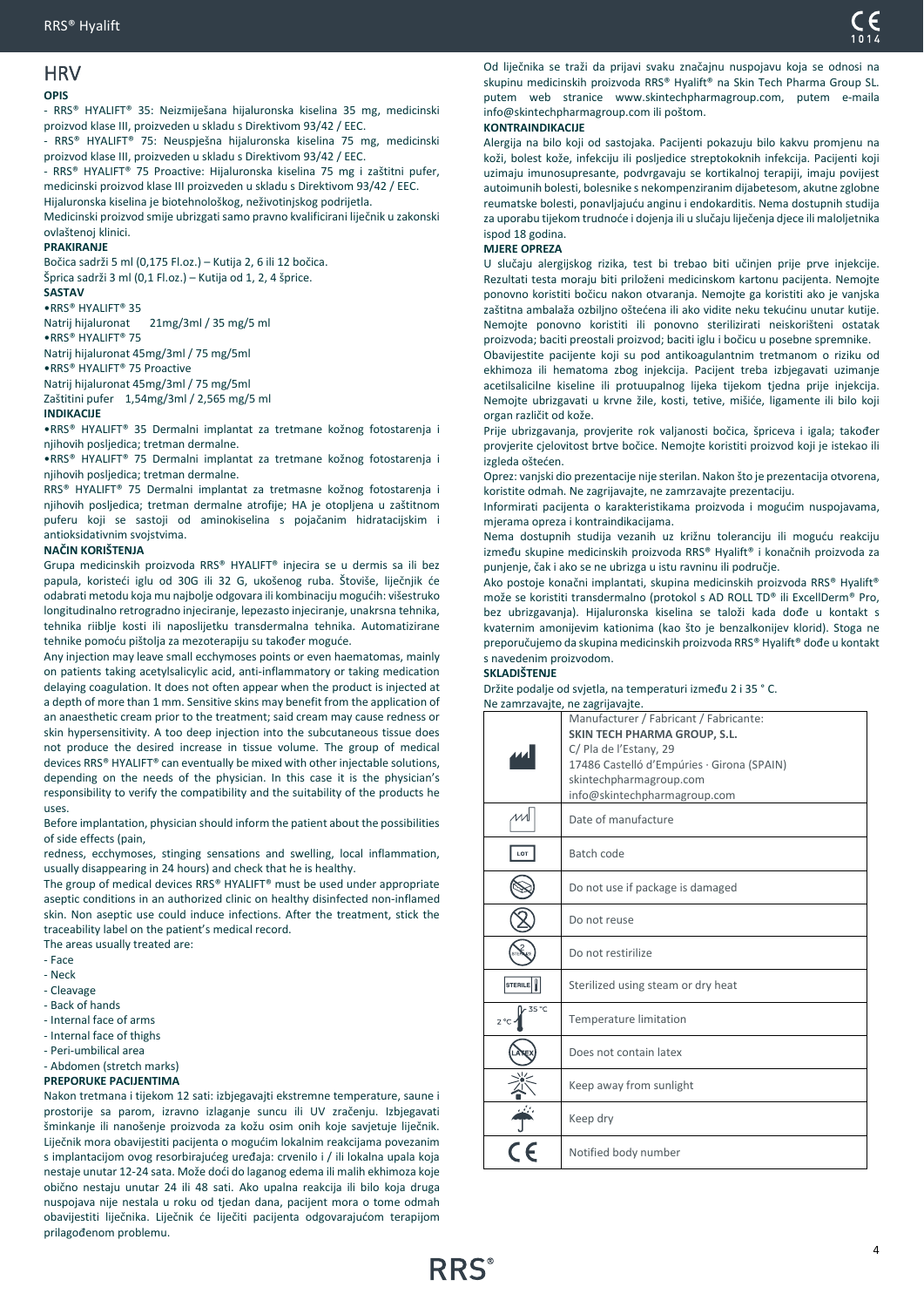## HRV

**OPIS**

- RRS® HYALIFT® 35: Neizmiješana hijaluronska kiselina 35 mg, medicinski proizvod klase III, proizveden u skladu s Direktivom 93/42 / EEC.
- RRS® HYALIFT® 75: Neuspješna hijaluronska kiselina 75 mg, medicinski proizvod klase III, proizveden u skladu s Direktivom 93/42 / EEC.
- RRS® HYALIFT® 75 Proactive: Hijaluronska kiselina 75 mg i zaštitni pufer, medicinski proizvod klase III proizveden u skladu s Direktivom 93/42 / EEC.

Hijaluronska kiselina je biotehnološkog, neživotinjskog podrijetla.

Medicinski proizvod smije ubrizgati samo pravno kvalificirani liječnik u zakonski ovlaštenoj klinici.

**PRAKIRANJE**

Bočica sadrži 5 ml (0,175 Fl.oz.) – Kutija 2, 6 ili 12 bočica.

Šprica sadrži 3 ml (0,1 Fl.oz.) – Kutija od 1, 2, 4 šprice.

**SASTAV**

•RRS® HYALIFT® 35

Natrij hijaluronat 21mg/3ml / 35 mg/5 ml

•RRS® HYALIFT® 75

Natrij hijaluronat 45mg/3ml / 75 mg/5ml

•RRS® HYALIFT® 75 Proactive

Natrij hijaluronat 45mg/3ml / 75 mg/5ml

Zaštitini pufer 1,54mg/3ml / 2,565 mg/5 ml

**INDIKACIJE**

•RRS® HYALIFT® 35 Dermalni implantat za tretmane kožnog fotostarenja i njihovih posljedica; tretman dermalne.

•RRS® HYALIFT® 75 Dermalni implantat za tretmane kožnog fotostarenja i njihovih posljedica; tretman dermalne.

RRS® HYALIFT® 75 Dermalni implantat za tretmasne kožnog fotostarenja i njihovih posljedica; tretman dermalne atrofije; HA je otopljena u zaštitnom puferu koji se sastoji od aminokiselina s pojačanim hidratacijskim i antioksidativnim svojstvima.

**NAČIN KORIŠTENJA**

Grupa medicinskih proizvoda RRS® HYALIFT® injecira se u dermis sa ili bez papula, koristeći iglu od 30G ili 32 G, ukošenog ruba. Štoviše, liječnjik će odabrati metodu koja mu najbolje odgovara ili kombinaciju mogućih: višestruko longitudinalno retrogradno injeciranje, lepezasto injeciranje, unakrsna tehnika, tehnika riblje kosti ili naposljetku transdermalna tehnika. Automatizirane tehnike pomoću pištolja za mezoterapiju su također moguće.

Any injection may leave small ecchymoses points or even haematomas, mainly on patients taking acetylsalicylic acid, anti-inflammatory or taking medication delaying coagulation. It does not often appear when the product is injected at a depth of more than 1 mm. Sensitive skins may benefit from the application of an anaesthetic cream prior to the treatment; said cream may cause redness or skin hypersensitivity. A too deep injection into the subcutaneous tissue does not produce the desired increase in tissue volume. The group of medical devices RRS® HYALIFT® can eventually be mixed with other injectable solutions, depending on the needs of the physician. In this case it is the physician's responsibility to verify the compatibility and the suitability of the products he uses.

Before implantation, physician should inform the patient about the possibilities of side effects (pain,

redness, ecchymoses, stinging sensations and swelling, local inflammation, usually disappearing in 24 hours) and check that he is healthy.

The group of medical devices RRS® HYALIFT® must be used under appropriate aseptic conditions in an authorized clinic on healthy disinfected non-inflamed skin. Non aseptic use could induce infections. After the treatment, stick the traceability label on the patient's medical record.

The areas usually treated are:

- Face
- Neck
- Cleavage
- Back of hands
- Internal face of arms
- Internal face of thighs
- Peri-umbilical area
- Abdomen (stretch marks)

**PREPORUKE PACIJENTIMA**

Nakon tretmana i tijekom 12 sati: izbjegavajti ekstremne temperature, saune i prostorije sa parom, izravno izlaganje suncu ili UV zračenju. Izbjegavati šminkanje ili nanošenje proizvoda za kožu osim onih koje savjetuje liječnik. Liječnik mora obavijestiti pacijenta o mogućim lokalnim reakcijama povezanim s implantacijom ovog resorbirajućeg uređaja: crvenilo i / ili lokalna upala koja nestaje unutar 12-24 sata. Može doći do laganog edema ili malih ekhimoza koje obično nestaju unutar 24 ili 48 sati. Ako upalna reakcija ili bilo koja druga nuspojava nije nestala u roku od tjedan dana, pacijent mora o tome odmah obavijestiti liječnika. Liječnik će liječiti pacijenta odgovarajućom terapijom prilagođenom problemu.

Od liječnika se traži da prijavi svaku značajnu nuspojavu koja se odnosi na skupinu medicinskih proizvoda RRS® Hyalift® na Skin Tech Pharma Group SL. putem web stranice www.skintechpharmagroup.com, putem e-maila info@skintechpharmagroup.com ili poštom.

**KONTRAINDIKACIJE**

Alergija na bilo koji od sastojaka. Pacijenti pokazuju bilo kakvu promjenu na koži, bolest kože, infekciju ili posljedice streptokoknih infekcija. Pacijenti koji uzimaju imunosupresante, podvrgavaju se kortikalnoj terapiji, imaju povijest autoimunih bolesti, bolesnike s nekompenziranim dijabetesom, akutne zglobne reumatske bolesti, ponavljajuću anginu i endokarditis. Nema dostupnih studija za uporabu tijekom trudnoće i dojenja ili u slučaju liječenja djece ili maloljetnika ispod 18 godina.

**MJERE OPREZA**

U slučaju alergijskog rizika, test bi trebao biti učinjen prije prve injekcije. Rezultati testa moraju biti priloženi medicinskom kartonu pacijenta. Nemojte ponovno koristiti bočicu nakon otvaranja. Nemojte ga koristiti ako je vanjska zaštitna ambalaža ozbiljno oštećena ili ako vidite neku tekućinu unutar kutije. Nemojte ponovno koristiti ili ponovno sterilizirati neiskorišteni ostatak proizvoda; baciti preostali proizvod; baciti iglu i bočicu u posebne spremnike.

Obavijestite pacijente koji su pod antikoagulantnim tretmanom o riziku od ekhimoza ili hematoma zbog injekcija. Pacijent treba izbjegavati uzimanje acetilsalicilne kiseline ili protuupalnog lijeka tijekom tjedna prije injekcija. Nemojte ubrizgavati u krvne žile, kosti, tetive, mišiće, ligamente ili bilo koji organ različit od kože.

Prije ubrizgavanja, provjerite rok valjanosti bočica, špriceva i igala; također provjerite cjelovitost brtve bočice. Nemojte koristiti proizvod koji je istekao ili izgleda oštećen.

Oprez: vanjski dio prezentacije nije sterilan. Nakon što je prezentacija otvorena, koristite odmah. Ne zagrijavajte, ne zamrzavajte prezentaciju.

Informirati pacijenta o karakteristikama proizvoda i mogućim nuspojavama, mjerama opreza i kontraindikacijama.

Nema dostupnih studija vezanih uz križnu toleranciju ili moguću reakciju između skupine medicinskih proizvoda RRS® Hyalift® i konačnih proizvoda za punjenje, čak i ako se ne ubrizga u istu ravninu ili područje.

Ako postoje konačni implantati, skupina medicinskih proizvoda RRS® Hyalift® može se koristiti transdermalno (protokol s AD ROLL TD® ili ExcellDerm® Pro, bez ubrizgavanja). Hijaluronska kiselina se taloži kada dođe u kontakt s kvaternim amonijevim kationima (kao što je benzalkonijev klorid). Stoga ne preporučujemo da skupina medicinskih proizvoda RRS® Hyalift® dođe u kontakt s navedenim proizvodom.

**SKLADIŠTENJE**

Držite podalje od svjetla, na temperaturi između 2 i 35 ° C.

Ne zamrzavajte, ne zagrijavajte.

| Symbol | Meaning |
|---|---|
| | Manufacturer / Fabricant / Fabricante: **SKIN TECH PHARMA GROUP, S.L.** C/ Pla de l'Estany, 29 17486 Castelló d'Empúries · Girona (SPAIN) skintechpharmagroup.com info@skintechpharmagroup.com |
| | Date of manufacture |
| LOT | Batch code |
| | Do not use if package is damaged |
| | Do not reuse |
| | Do not restirilize |
| STERILE | Sterilized using steam or dry heat |
| 2 °C – 35 °C | Temperature limitation |
| LATEX | Does not contain latex |
| | Keep away from sunlight |
| | Keep dry |
| CE | Notified body number |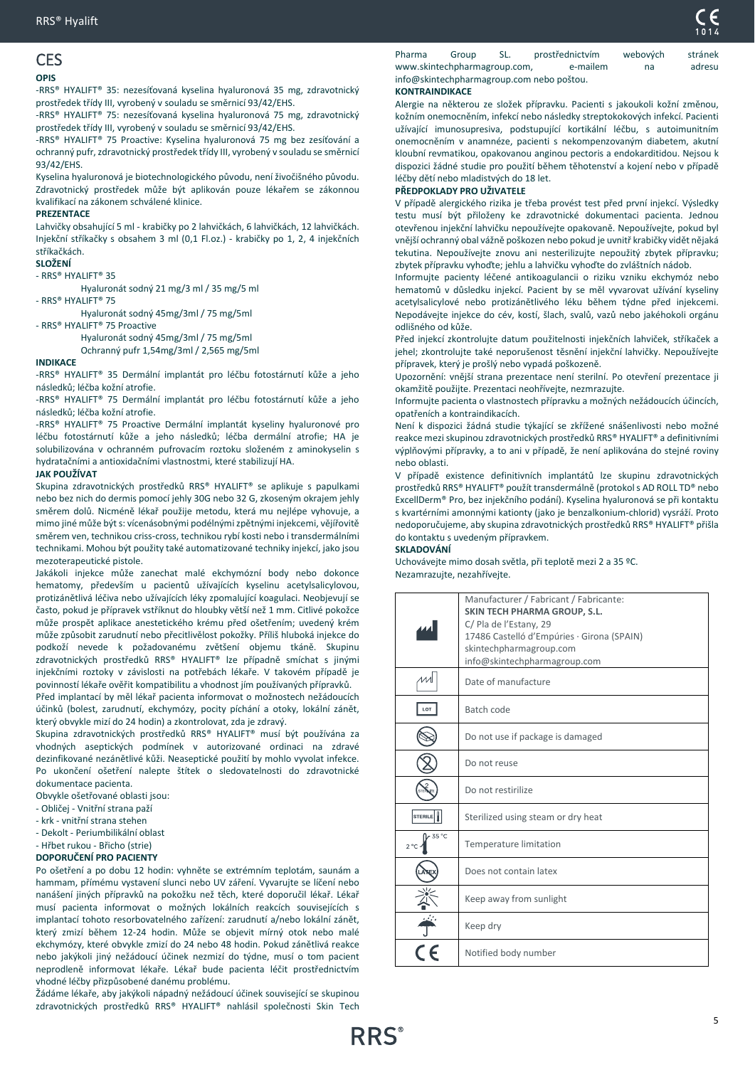# CES

**OPIS**

-RRS® HYALIFT® 35: nezesíťovaná kyselina hyaluronová 35 mg, zdravotnický prostředek třídy III, vyrobený v souladu se směrnicí 93/42/EHS.

-RRS® HYALIFT® 75: nezesíťovaná kyselina hyaluronová 75 mg, zdravotnický prostředek třídy III, vyrobený v souladu se směrnicí 93/42/EHS.

-RRS® HYALIFT® 75 Proactive: Kyselina hyaluronová 75 mg bez zesíťování a ochranný pufr, zdravotnický prostředek třídy III, vyrobený v souladu se směrnicí 93/42/EHS.

Kyselina hyaluronová je biotechnologického původu, není živočišného původu. Zdravotnický prostředek může být aplikován pouze lékařem se zákonnou kvalifikací na zákonem schválené klinice.

**PREZENTACE**

Lahvičky obsahující 5 ml - krabičky po 2 lahvičkách, 6 lahvičkách, 12 lahvičkách. Injekční stříkačky s obsahem 3 ml (0,1 Fl.oz.) - krabičky po 1, 2, 4 injekčních stříkačkách.

**SLOŽENÍ**

- RRS® HYALIFT® 35
  - Hyaluronát sodný 21 mg/3 ml / 35 mg/5 ml
- RRS® HYALIFT® 75
  - Hyaluronát sodný 45mg/3ml / 75 mg/5ml
- RRS® HYALIFT® 75 Proactive
  - Hyaluronát sodný 45mg/3ml / 75 mg/5ml
  - Ochranný pufr 1,54mg/3ml / 2,565 mg/5ml

**INDIKACE**

-RRS® HYALIFT® 35 Dermální implantát pro léčbu fotostárnutí kůže a jeho následků; léčba kožní atrofie.

-RRS® HYALIFT® 75 Dermální implantát pro léčbu fotostárnutí kůže a jeho následků; léčba kožní atrofie.

-RRS® HYALIFT® 75 Proactive Dermální implantát kyseliny hyaluronové pro léčbu fotostárnutí kůže a jeho následků; léčba dermální atrofie; HA je solubilizována v ochranném pufrovacím roztoku složeném z aminokyselin s hydratačními a antioxidačními vlastnostmi, které stabilizují HA.

**JAK POUŽÍVAT**

Skupina zdravotnických prostředků RRS® HYALIFT® se aplikuje s papulkami nebo bez nich do dermis pomocí jehly 30G nebo 32 G, zkoseným okrajem jehly směrem dolů. Nicméně lékař použije metodu, která mu nejlépe vyhovuje, a mimo jiné může být s: vícenásobnými podélnými zpětnými injekcemi, vějířovitě směrem ven, technikou criss-cross, technikou rybí kosti nebo i transdermálními technikami. Mohou být použity také automatizované techniky injekcí, jako jsou mezoterapeutické pistole.

Jakákoli injekce může zanechat malé ekchymózní body nebo dokonce hematomy, především u pacientů užívajících kyselinu acetylsalicylovou, protizánětlivá léčiva nebo užívajících léky zpomalující koagulaci. Neobjevují se často, pokud je přípravek vstříknut do hloubky větší než 1 mm. Citlivé pokožce může prospět aplikace anestetického krému před ošetřením; uvedený krém může způsobit zarudnutí nebo přecitlivělost pokožky. Příliš hluboká injekce do podkoží nevede k požadovanému zvětšení objemu tkáně. Skupinu zdravotnických prostředků RRS® HYALIFT® lze případně smíchat s jinými injekčními roztoky v závislosti na potřebách lékaře. V takovém případě je povinností lékaře ověřit kompatibilitu a vhodnost jím používaných přípravků.

Před implantací by měl lékař pacienta informovat o možnostech nežádoucích účinků (bolest, zarudnutí, ekchymózy, pocity píchání a otoky, lokální zánět, který obvykle mizí do 24 hodin) a zkontrolovat, zda je zdravý.

Skupina zdravotnických prostředků RRS® HYALIFT® musí být používána za vhodných aseptických podmínek v autorizované ordinaci na zdravé dezinfikované nezánětlivé kůži. Neaseptické použití by mohlo vyvolat infekce. Po ukončení ošetření nalepte štítek o sledovatelnosti do zdravotnické dokumentace pacienta.

Obvykle ošetřované oblasti jsou:

- Obličej - Vnitřní strana paží
- krk - vnitřní strana stehen
- Dekolt - Periumbilikální oblast
- Hřbet rukou - Břicho (strie)

**DOPORUČENÍ PRO PACIENTY**

Po ošetření a po dobu 12 hodin: vyhněte se extrémním teplotám, saunám a hammam, přímému vystavení slunci nebo UV záření. Vyvarujte se líčení nebo nanášení jiných přípravků na pokožku než těch, které doporučil lékař. Lékař musí pacienta informovat o možných lokálních reakcích souvisejících s implantací tohoto resorbovatelného zařízení: zarudnutí a/nebo lokální zánět, který zmizí během 12-24 hodin. Může se objevit mírný otok nebo malé ekchymózy, které obvykle zmizí do 24 nebo 48 hodin. Pokud zánětlivá reakce nebo jakýkoli jiný nežádoucí účinek nezmizí do týdne, musí o tom pacient neprodleně informovat lékaře. Lékař bude pacienta léčit prostřednictvím vhodné léčby přizpůsobené danému problému.

Žádáme lékaře, aby jakýkoli nápadný nežádoucí účinek související se skupinou zdravotnických prostředků RRS® HYALIFT® nahlásil společnosti Skin Tech Pharma Group SL. prostřednictvím webových stránek www.skintechpharmagroup.com, e-mailem na adresu info@skintechpharmagroup.com nebo poštou.

**KONTRAINDIKACE**

Alergie na některou ze složek přípravku. Pacienti s jakoukoli kožní změnou, kožním onemocněním, infekcí nebo následky streptokokových infekcí. Pacienti užívající imunosupresiva, podstupující kortikální léčbu, s autoimunitním onemocněním v anamnéze, pacienti s nekompenzovaným diabetem, akutní kloubní revmatikou, opakovanou anginou pectoris a endokarditidou. Nejsou k dispozici žádné studie pro použití během těhotenství a kojení nebo v případě léčby dětí nebo mladistvých do 18 let.

**PŘEDPOKLADY PRO UŽIVATELE**

V případě alergického rizika je třeba provést test před první injekcí. Výsledky testu musí být přiloženy ke zdravotnické dokumentaci pacienta. Jednou otevřenou injekční lahvičku nepoužívejte opakovaně. Nepoužívejte, pokud byl vnější ochranný obal vážně poškozen nebo pokud je uvnitř krabičky vidět nějaká tekutina. Nepoužívejte znovu ani nesterilizujte nepoužitý zbytek přípravku; zbytek přípravku vyhoďte; jehlu a lahvičku vyhoďte do zvláštních nádob.

Informujte pacienty léčené antikoagulancii o riziku vzniku ekchymóz nebo hematomů v důsledku injekcí. Pacient by se měl vyvarovat užívání kyseliny acetylsalicylové nebo protizánětlivého léku během týdne před injekcemi. Nepodávejte injekce do cév, kostí, šlach, svalů, vazů nebo jakéhokoli orgánu odlišného od kůže.

Před injekcí zkontrolujte datum použitelnosti injekčních lahviček, stříkaček a jehel; zkontrolujte také neporušenost těsnění injekční lahvičky. Nepoužívejte přípravek, který je prošlý nebo vypadá poškozeně.

Upozornění: vnější strana prezentace není sterilní. Po otevření prezentace ji okamžitě použijte. Prezentaci neohřívejte, nezmrazujte.

Informujte pacienta o vlastnostech přípravku a možných nežádoucích účincích, opatřeních a kontraindikacích.

Není k dispozici žádná studie týkající se zkřížené snášenlivosti nebo možné reakce mezi skupinou zdravotnických prostředků RRS® HYALIFT® a definitivními výplňovými přípravky, a to ani v případě, že není aplikována do stejné roviny nebo oblasti.

V případě existence definitivních implantátů lze skupinu zdravotnických prostředků RRS® HYALIFT® použít transdermálně (protokol s AD ROLL TD® nebo ExcellDerm® Pro, bez injekčního podání). Kyselina hyaluronová se při kontaktu s kvartérními amonnými kationty (jako je benzalkonium-chlorid) vysráží. Proto nedoporučujeme, aby skupina zdravotnických prostředků RRS® HYALIFT® přišla do kontaktu s uvedeným přípravkem.

**SKLADOVÁNÍ**

Uchovávejte mimo dosah světla, při teplotě mezi 2 a 35 ºC.
Nezamrazujte, nezahřívejte.

| Symbol | Meaning |
|---|---|
| Manufacturer | Manufacturer / Fabricant / Fabricante: **SKIN TECH PHARMA GROUP, S.L.** C/ Pla de l'Estany, 29 17486 Castelló d'Empúries · Girona (SPAIN) skintechpharmagroup.com info@skintechpharmagroup.com |
| Date of manufacture | Date of manufacture |
| LOT | Batch code |
| Damaged package | Do not use if package is damaged |
| Do not reuse | Do not reuse |
| STERILIZE | Do not restirilize |
| STERILE | Sterilized using steam or dry heat |
| 2 °C – 35 °C | Temperature limitation |
| LATEX | Does not contain latex |
| Sunlight | Keep away from sunlight |
| Umbrella | Keep dry |
| CE | Notified body number |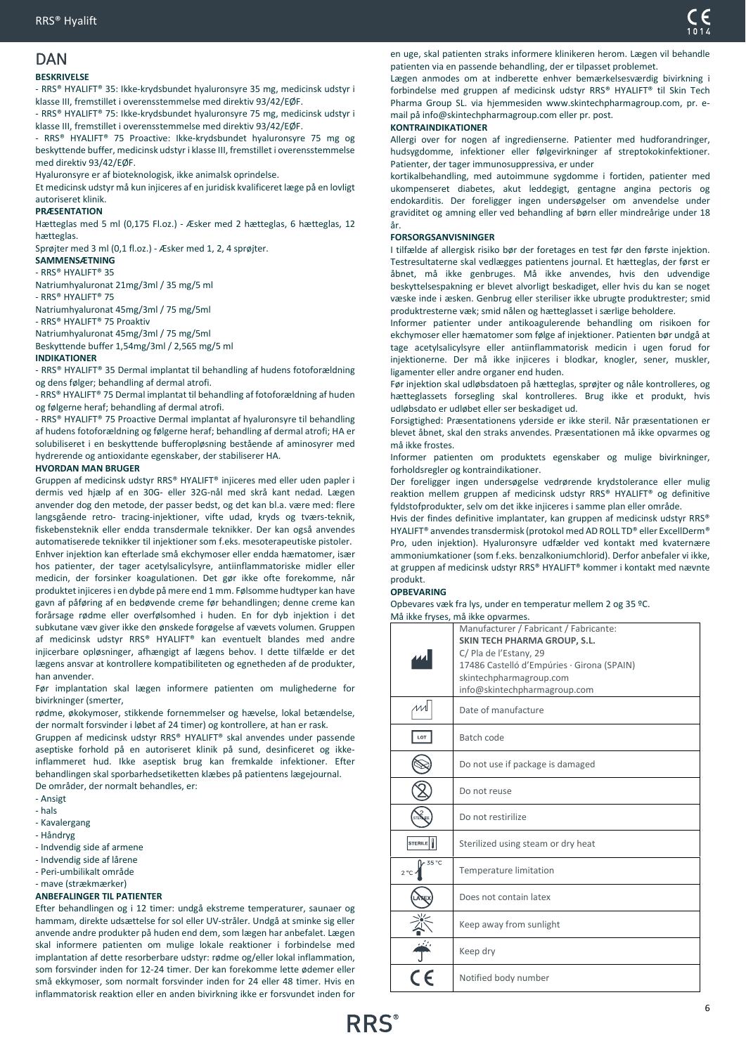# DAN

**BESKRIVELSE**

- RRS® HYALIFT® 35: Ikke-krydsbundet hyaluronsyre 35 mg, medicinsk udstyr i klasse III, fremstillet i overensstemmelse med direktiv 93/42/EØF.
- RRS® HYALIFT® 75: Ikke-krydsbundet hyaluronsyre 75 mg, medicinsk udstyr i klasse III, fremstillet i overensstemmelse med direktiv 93/42/EØF.
- RRS® HYALIFT® 75 Proactive: Ikke-krydsbundet hyaluronsyre 75 mg og beskyttende buffer, medicinsk udstyr i klasse III, fremstillet i overensstemmelse med direktiv 93/42/EØF.

Hyaluronsyre er af bioteknologisk, ikke animalsk oprindelse.

Et medicinsk udstyr må kun injiceres af en juridisk kvalificeret læge på en lovligt autoriseret klinik.

**PRÆSENTATION**

Hætteglas med 5 ml (0,175 Fl.oz.) - Æsker med 2 hætteglas, 6 hætteglas, 12 hætteglas.

Sprøjter med 3 ml (0,1 fl.oz.) - Æsker med 1, 2, 4 sprøjter.

**SAMMENSÆTNING**

- RRS® HYALIFT® 35

Natriumhyaluronat 21mg/3ml / 35 mg/5 ml

- RRS® HYALIFT® 75

Natriumhyaluronat 45mg/3ml / 75 mg/5ml

- RRS® HYALIFT® 75 Proaktiv

Natriumhyaluronat 45mg/3ml / 75 mg/5ml

Beskyttende buffer 1,54mg/3ml / 2,565 mg/5 ml

**INDIKATIONER**

- RRS® HYALIFT® 35 Dermal implantat til behandling af hudens fotoforældning og dens følger; behandling af dermal atrofi.
- RRS® HYALIFT® 75 Dermal implantat til behandling af fotoforældning af huden og følgerne heraf; behandling af dermal atrofi.
- RRS® HYALIFT® 75 Proactive Dermal implantat af hyaluronsyre til behandling af hudens fotoforældning og følgerne heraf; behandling af dermal atrofi; HA er solubiliseret i en beskyttende bufferopløsning bestående af aminosyrer med hydrerende og antioxidante egenskaber, der stabiliserer HA.

**HVORDAN MAN BRUGER**

Gruppen af medicinsk udstyr RRS® HYALIFT® injiceres med eller uden papler i dermis ved hjælp af en 30G- eller 32G-nål med skrå kant nedad. Lægen anvender dog den metode, der passer bedst, og det kan bl.a. være med: flere langsgående retro- tracing-injektioner, vifte udad, kryds og tværs-teknik, fiskebensteknik eller endda transdermale teknikker. Der kan også anvendes automatiserede teknikker til injektioner som f.eks. mesoterapeutiske pistoler.

Enhver injektion kan efterlade små ekchymoser eller endda hæmatomer, især hos patienter, der tager acetylsalicylsyre, antiinflammatoriske midler eller medicin, der forsinker koagulationen. Det gør ikke ofte forekomme, når produktet injiceres i en dybde på mere end 1 mm. Følsomme hudtyper kan have gavn af påføring af en bedøvende creme før behandlingen; denne creme kan forårsage rødme eller overfølsomhed i huden. For dyb injektion i det subkutane væv giver ikke den ønskede forøgelse af vævets volumen. Gruppen af medicinsk udstyr RRS® HYALIFT® kan eventuelt blandes med andre injicerbare opløsninger, afhængigt af lægens behov. I dette tilfælde er det lægens ansvar at kontrollere kompatibiliteten og egnetheden af de produkter, han anvender.

Før implantation skal lægen informere patienten om mulighederne for bivirkninger (smerter,

rødme, økokymoser, stikkende fornemmelser og hævelse, lokal betændelse, der normalt forsvinder i løbet af 24 timer) og kontrollere, at han er rask.

Gruppen af medicinsk udstyr RRS® HYALIFT® skal anvendes under passende aseptiske forhold på en autoriseret klinik på sund, desinficeret og ikke-inflammeret hud. Ikke aseptisk brug kan fremkalde infektioner. Efter behandlingen skal sporbarhedsetiketten klæbes på patientens lægejournal.

De områder, der normalt behandles, er:

- Ansigt
- hals
- Kavalergang
- Håndryg
- Indvendig side af armene
- Indvendig side af lårene
- Peri-umbilikalt område
- mave (strækmærker)

**ANBEFALINGER TIL PATIENTER**

Efter behandlingen og i 12 timer: undgå ekstreme temperaturer, saunaer og hammam, direkte udsættelse for sol eller UV-stråler. Undgå at sminke sig eller anvende andre produkter på huden end dem, som lægen har anbefalet. Lægen skal informere patienten om mulige lokale reaktioner i forbindelse med implantation af dette resorberbare udstyr: rødme og/eller lokal inflammation, som forsvinder inden for 12-24 timer. Der kan forekomme lette ødemer eller små ekkymoser, som normalt forsvinder inden for 24 eller 48 timer. Hvis en inflammatorisk reaktion eller en anden bivirkning ikke er forsvundet inden for en uge, skal patienten straks informere klinikeren herom. Lægen vil behandle patienten via en passende behandling, der er tilpasset problemet.

Lægen anmodes om at indberette enhver bemærkelsesværdig bivirkning i forbindelse med gruppen af medicinsk udstyr RRS® HYALIFT® til Skin Tech Pharma Group SL. via hjemmesiden www.skintechpharmagroup.com, pr. e-mail på info@skintechpharmagroup.com eller pr. post.

**KONTRAINDIKATIONER**

Allergi over for nogen af ingredienserne. Patienter med hudforandringer, hudsygdomme, infektioner eller følgevirkninger af streptokokinfektioner. Patienter, der tager immunosuppressiva, er under

kortikalbehandling, med autoimmune sygdomme i fortiden, patienter med ukompenseret diabetes, akut leddegigt, gentagne angina pectoris og endokarditis. Der foreligger ingen undersøgelser om anvendelse under graviditet og amning eller ved behandling af børn eller mindreårige under 18 år.

**FORSORGSANVISNINGER**

I tilfælde af allergisk risiko bør der foretages en test før den første injektion. Testresultaterne skal vedlægges patientens journal. Et hætteglas, der først er åbnet, må ikke genbruges. Må ikke anvendes, hvis den udvendige beskyttelsespakning er blevet alvorligt beskadiget, eller hvis du kan se noget væske inde i æsken. Genbrug eller steriliser ikke ubrugte produktrester; smid produktresterne væk; smid nålen og hætteglasset i særlige beholdere.

Informer patienter under antikoagulerende behandling om risikoen for ekchymoser eller hæmatomer som følge af injektioner. Patienten bør undgå at tage acetylsalicylsyre eller antiinflammatorisk medicin i ugen forud for injektionerne. Der må ikke injiceres i blodkar, knogler, sener, muskler, ligamenter eller andre organer end huden.

Før injektion skal udløbsdatoen på hætteglas, sprøjter og nåle kontrolleres, og hætteglassets forsegling skal kontrolleres. Brug ikke et produkt, hvis udløbsdato er udløbet eller ser beskadiget ud.

Forsigtighed: Præsentationens yderside er ikke steril. Når præsentationen er blevet åbnet, skal den straks anvendes. Præsentationen må ikke opvarmes og må ikke frostes.

Informer patienten om produktets egenskaber og mulige bivirkninger, forholdsregler og kontraindikationer.

Der foreligger ingen undersøgelse vedrørende krydstolerance eller mulig reaktion mellem gruppen af medicinsk udstyr RRS® HYALIFT® og definitive fyldstofprodukter, selv om det ikke injiceres i samme plan eller område.

Hvis der findes definitive implantater, kan gruppen af medicinsk udstyr RRS® HYALIFT® anvendes transdermisk (protokol med AD ROLL TD® eller ExcellDerm® Pro, uden injektion). Hyaluronsyre udfælder ved kontakt med kvaternære ammoniumkationer (som f.eks. benzalkoniumchlorid). Derfor anbefaler vi ikke, at gruppen af medicinsk udstyr RRS® HYALIFT® kommer i kontakt med nævnte produkt.

**OPBEVARING**

Opbevares væk fra lys, under en temperatur mellem 2 og 35 ºC.

Må ikke fryses, må ikke opvarmes.

| | |
|---|---|
| | Manufacturer / Fabricant / Fabricante:<br>**SKIN TECH PHARMA GROUP, S.L.**<br>C/ Pla de l'Estany, 29<br>17486 Castelló d'Empúries · Girona (SPAIN)<br>skintechpharmagroup.com<br>info@skintechpharmagroup.com |
| | Date of manufacture |
| LOT | Batch code |
| | Do not use if package is damaged |
| | Do not reuse |
| STERILIZE | Do not restirilize |
| STERILE | Sterilized using steam or dry heat |
| 2 °C – 35 °C | Temperature limitation |
| LATEX | Does not contain latex |
| | Keep away from sunlight |
| | Keep dry |
| CE | Notified body number |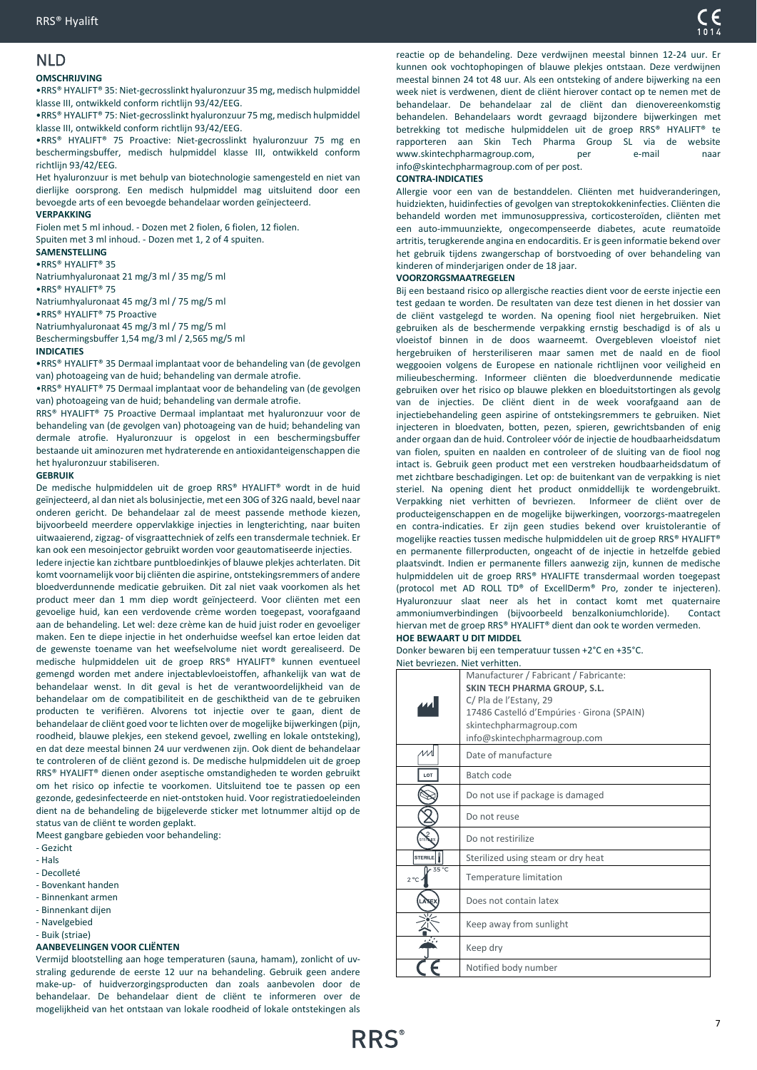# NLD

**OMSCHRIJVING**

•RRS® HYALIFT® 35: Niet-gecrosslinkt hyaluronzuur 35 mg, medisch hulpmiddel klasse III, ontwikkeld conform richtlijn 93/42/EEG.

•RRS® HYALIFT® 75: Niet-gecrosslinkt hyaluronzuur 75 mg, medisch hulpmiddel klasse III, ontwikkeld conform richtlijn 93/42/EEG.

•RRS® HYALIFT® 75 Proactive: Niet-gecrosslinkt hyaluronzuur 75 mg en beschermingsbuffer, medisch hulpmiddel klasse III, ontwikkeld conform richtlijn 93/42/EEG.

Het hyaluronzuur is met behulp van biotechnologie samengesteld en niet van dierlijke oorsprong. Een medisch hulpmiddel mag uitsluitend door een bevoegde arts of een bevoegde behandelaar worden geïnjecteerd.

**VERPAKKING**

Fiolen met 5 ml inhoud. - Dozen met 2 fiolen, 6 fiolen, 12 fiolen.
Spuiten met 3 ml inhoud. - Dozen met 1, 2 of 4 spuiten.

**SAMENSTELLING**

•RRS® HYALIFT® 35
Natriumhyaluronaat 21 mg/3 ml / 35 mg/5 ml
•RRS® HYALIFT® 75
Natriumhyaluronaat 45 mg/3 ml / 75 mg/5 ml
•RRS® HYALIFT® 75 Proactive
Natriumhyaluronaat 45 mg/3 ml / 75 mg/5 ml
Beschermingsbuffer 1,54 mg/3 ml / 2,565 mg/5 ml

**INDICATIES**

•RRS® HYALIFT® 35 Dermaal implantaat voor de behandeling van (de gevolgen van) photoageing van de huid; behandeling van dermale atrofie.

•RRS® HYALIFT® 75 Dermaal implantaat voor de behandeling van (de gevolgen van) photoageing van de huid; behandeling van dermale atrofie.

RRS® HYALIFT® 75 Proactive Dermaal implantaat met hyaluronzuur voor de behandeling van (de gevolgen van) photoageing van de huid; behandeling van dermale atrofie. Hyaluronzuur is opgelost in een beschermingsbuffer bestaande uit aminozuren met hydraterende en antioxidanteigenschappen die het hyaluronzuur stabiliseren.

**GEBRUIK**

De medische hulpmiddelen uit de groep RRS® HYALIFT® wordt in de huid geïnjecteerd, al dan niet als bolusinjectie, met een 30G of 32G naald, bevel naar onderen gericht. De behandelaar zal de meest passende methode kiezen, bijvoorbeeld meerdere oppervlakkige injecties in lengterichting, naar buiten uitwaaierend, zigzag- of visgraattechniek of zelfs een transdermale techniek. Er kan ook een mesoinjector gebruikt worden voor geautomatiseerde injecties.

Iedere injectie kan zichtbare puntbloedinkjes of blauwe plekjes achterlaten. Dit komt voornamelijk voor bij cliënten die aspirine, ontstekingsremmers of andere bloedverdunnende medicatie gebruiken. Dit zal niet vaak voorkomen als het product meer dan 1 mm diep wordt geïnjecteerd. Voor cliënten met een gevoelige huid, kan een verdovende crème worden toegepast, voorafgaand aan de behandeling. Let wel: deze crème kan de huid juist roder en gevoeliger maken. Een te diepe injectie in het onderhuidse weefsel kan ertoe leiden dat de gewenste toename van het weefselvolume niet wordt gerealiseerd. De medische hulpmiddelen uit de groep RRS® HYALIFT® kunnen eventueel gemengd worden met andere injectablevloeistoffen, afhankelijk van wat de behandelaar wenst. In dit geval is het de verantwoordelijkheid van de behandelaar om de compatibiliteit en de geschiktheid van de te gebruiken producten te verifiëren. Alvorens tot injectie over te gaan, dient de behandelaar de cliënt goed voor te lichten over de mogelijke bijwerkingen (pijn, roodheid, blauwe plekjes, een stekend gevoel, zwelling en lokale ontsteking), en dat deze meestal binnen 24 uur verdwenen zijn. Ook dient de behandelaar te controleren of de cliënt gezond is. De medische hulpmiddelen uit de groep RRS® HYALIFT® dienen onder aseptische omstandigheden te worden gebruikt om het risico op infectie te voorkomen. Uitsluitend toe te passen op een gezonde, gedesinfecteerde en niet-ontstoken huid. Voor registratiedoeleinden dient na de behandeling de bijgeleverde sticker met lotnummer altijd op de status van de cliënt te worden geplakt.

Meest gangbare gebieden voor behandeling:

- Gezicht
- Hals
- Decolleté
- Bovenkant handen
- Binnenkant armen
- Binnenkant dijen
- Navelgebied
- Buik (striae)

**AANBEVELINGEN VOOR CLIËNTEN**

Vermijd blootstelling aan hoge temperaturen (sauna, hamam), zonlicht of uv-straling gedurende de eerste 12 uur na behandeling. Gebruik geen andere make-up- of huidverzorgingsproducten dan zoals aanbevolen door de behandelaar. De behandelaar dient de cliënt te informeren over de mogelijkheid van het ontstaan van lokale roodheid of lokale ontstekingen als reactie op de behandeling. Deze verdwijnen meestal binnen 12-24 uur. Er kunnen ook vochtophopingen of blauwe plekjes ontstaan. Deze verdwijnen meestal binnen 24 tot 48 uur. Als een ontsteking of andere bijwerking na een week niet is verdwenen, dient de cliënt hierover contact op te nemen met de behandelaar. De behandelaar zal de cliënt dan dienovereenkomstig behandelen. Behandelaars wordt gevraagd bijzondere bijwerkingen met betrekking tot medische hulpmiddelen uit de groep RRS® HYALIFT® te rapporteren aan Skin Tech Pharma Group SL via de website www.skintechpharmagroup.com, per e-mail naar info@skintechpharmagroup.com of per post.

**CONTRA-INDICATIES**

Allergie voor een van de bestanddelen. Cliënten met huidveranderingen, huidziekten, huidinfecties of gevolgen van streptokokkeninfecties. Cliënten die behandeld worden met immunosuppressiva, corticosteroïden, cliënten met een auto-immuunziekte, ongecompenseerde diabetes, acute reumatoïde artritis, terugkerende angina en endocarditis. Er is geen informatie bekend over het gebruik tijdens zwangerschap of borstvoeding of over behandeling van kinderen of minderjarigen onder de 18 jaar.

**VOORZORGSMAATREGELEN**

Bij een bestaand risico op allergische reacties dient voor de eerste injectie een test gedaan te worden. De resultaten van deze test dienen in het dossier van de cliënt vastgelegd te worden. Na opening fiool niet hergebruiken. Niet gebruiken als de beschermende verpakking ernstig beschadigd is of als u vloeistof binnen in de doos waarneemt. Overgebleven vloeistof niet hergebruiken of hersteriliseren maar samen met de naald en de fiool weggooien volgens de Europese en nationale richtlijnen voor veiligheid en milieubescherming. Informeer cliënten die bloedverdunnende medicatie gebruiken over het risico op blauwe plekken en bloeduitstortingen als gevolg van de injecties. De cliënt dient in de week voorafgaand aan de injectiebehandeling geen aspirine of ontstekingsremmers te gebruiken. Niet injecteren in bloedvaten, botten, pezen, spieren, gewrichtsbanden of enig ander orgaan dan de huid. Controleer vóór de injectie de houdbaarheidsdatum van fiolen, spuiten en naalden en controleer of de sluiting van de fiool nog intact is. Gebruik geen product met een verstreken houdbaarheidsdatum of met zichtbare beschadigingen. Let op: de buitenkant van de verpakking is niet steriel. Na opening dient het product onmiddellijk te wordengebruikt. Verpakking niet verhitten of bevriezen. Informeer de cliënt over de producteigenschappen en de mogelijke bijwerkingen, voorzorgs-maatregelen en contra-indicaties. Er zijn geen studies bekend over kruistolerantie of mogelijke reacties tussen medische hulpmiddelen uit de groep RRS® HYALIFT® en permanente fillerproducten, ongeacht of de injectie in hetzelfde gebied plaatsvindt. Indien er permanente fillers aanwezig zijn, kunnen de medische hulpmiddelen uit de groep RRS® HYALIFTE transdermaal worden toegepast (protocol met AD ROLL TD® of ExcellDerm® Pro, zonder te injecteren). Hyaluronzuur slaat neer als het in contact komt met quaternaire ammoniumverbindingen (bijvoorbeeld benzalkoniumchloride). Contact hiervan met de groep RRS® HYALIFT® dient dan ook te worden vermeden.

**HOE BEWAART U DIT MIDDEL**

Donker bewaren bij een temperatuur tussen +2°C en +35°C.
Niet bevriezen. Niet verhitten.

| Symbol | Description |
|---|---|
| (Manufacturer) | Manufacturer / Fabricant / Fabricante: **SKIN TECH PHARMA GROUP, S.L.** C/ Pla de l'Estany, 29 17486 Castelló d'Empúries · Girona (SPAIN) skintechpharmagroup.com info@skintechpharmagroup.com |
| (Date of manufacture) | Date of manufacture |
| LOT | Batch code |
| (Do not use if package is damaged) | Do not use if package is damaged |
| (Do not reuse) | Do not reuse |
| STERILIZE | Do not restirilize |
| STERILE | Sterilized using steam or dry heat |
| 2 °C – 35 °C | Temperature limitation |
| LATEX | Does not contain latex |
| (Keep away from sunlight) | Keep away from sunlight |
| (Keep dry) | Keep dry |
| CE | Notified body number |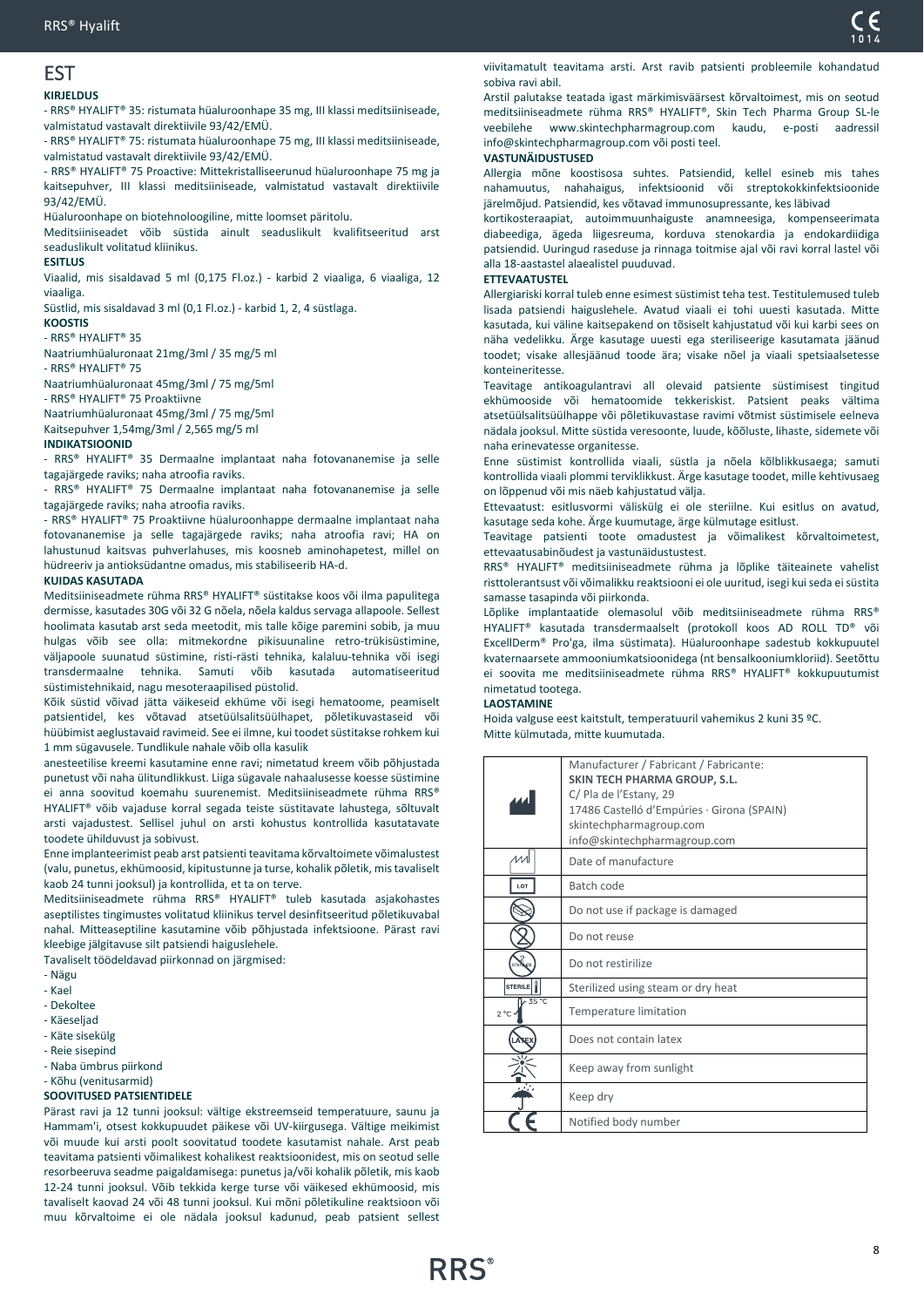## EST

**KIRJELDUS**

- RRS® HYALIFT® 35: ristumata hüaluroonhape 35 mg, III klassi meditsiiniseade, valmistatud vastavalt direktiivile 93/42/EMÜ.
- RRS® HYALIFT® 75: ristumata hüaluroonhape 75 mg, III klassi meditsiiniseade, valmistatud vastavalt direktiivile 93/42/EMÜ.
- RRS® HYALIFT® 75 Proactive: Mittekristalliseerunud hüaluroonhape 75 mg ja kaitsepuhver, III klassi meditsiiniseade, valmistatud vastavalt direktiivile 93/42/EMÜ.

Hüaluroonhape on biotehnoloogiline, mitte loomset päritolu.

Meditsiiniseadet võib süstida ainult seaduslikult kvalifitseeritud arst seaduslikult volitatud kliinikus.

**ESITLUS**

Viaalid, mis sisaldavad 5 ml (0,175 Fl.oz.) - karbid 2 viaaliga, 6 viaaliga, 12 viaaliga.

Süstlid, mis sisaldavad 3 ml (0,1 Fl.oz.) - karbid 1, 2, 4 süstlaga.

**KOOSTIS**

- RRS® HYALIFT® 35

Naatriumhüaluronaat 21mg/3ml / 35 mg/5 ml

- RRS® HYALIFT® 75

Naatriumhüaluronaat 45mg/3ml / 75 mg/5ml

- RRS® HYALIFT® 75 Proaktiivne

Naatriumhüaluronaat 45mg/3ml / 75 mg/5ml

Kaitsepuhver 1,54mg/3ml / 2,565 mg/5 ml

**INDIKATSIOONID**

- RRS® HYALIFT® 35 Dermaalne implantaat naha fotovananemise ja selle tagajärgede raviks; naha atroofia raviks.
- RRS® HYALIFT® 75 Dermaalne implantaat naha fotovananemise ja selle tagajärgede raviks; naha atroofia raviks.
- RRS® HYALIFT® 75 Proaktiivne hüaluroonhappe dermaalne implantaat naha fotovananemise ja selle tagajärgede raviks; naha atroofia ravi; HA on lahustunud kaitsvas puhverlahuses, mis koosneb aminohapetest, millel on hüdreeriv ja antioksüdantne omadus, mis stabiliseerib HA-d.

**KUIDAS KASUTADA**

Meditsiiniseadme rühma RRS® HYALIFT® süstitakse koos või ilma papulitega dermisse, kasutades 30G või 32 G nõela, nõela kaldus servaga allapoole. Sellest hoolimata kasutab arst seda meetodit, mis talle kõige paremini sobib, ja muu hulgas võib see olla: mitmekordne pikisuunaline retro-trükisüstimine, väljapoole suunatud süstimine, risti-rästi tehnika, kalaluu-tehnika või isegi transdermaalne tehnika. Samuti võib kasutada automatiseeritud süstimistehnikaid, nagu mesoteraapilised püstolid.

Kõik süstid võivad jätta väikeseid ekhüme või isegi hematoome, peamiselt patsientidel, kes võtavad atsetüülsalitsüülhapet, põletikuvastaseid või hüübimist aeglustavaid ravimeid. See ei ilmne, kui toodet süstitakse rohkem kui 1 mm sügavusele. Tundlikule nahale võib olla kasulik anesteetilise kreemi kasutamine enne ravi; nimetatud kreem võib põhjustada punetust või naha ülitundlikkust. Liiga sügavale nahaalusesse koesse süstimine ei anna soovitud koemahu suurenemist. Meditsiiniseadme rühma RRS® HYALIFT® võib vajaduse korral segada teiste süstitavate lahustega, sõltuvalt arsti vajadustest. Sellisel juhul on arsti kohustus kontrollida kasutatavate toodete ühilduvust ja sobivust.

Enne implanteerimist peab arst patsienti teavitama kõrvaltoimete võimalustest (valu, punetus, ekhümoosid, kipitustunne ja turse, kohalik põletik, mis tavaliselt kaob 24 tunni jooksul) ja kontrollida, et ta on terve.

Meditsiiniseadme rühma RRS® HYALIFT® tuleb kasutada asjakohastes aseptilistes tingimustes volitatud kliinikus tervel desinfitseeritud põletikuvaba nahal. Mitteaseptiline kasutamine võib põhjustada infektsioone. Pärast ravi kleebige jälgitavuse silt patsiendi haiguslehele.

Tavaliselt töödeldavad piirkonnad on järgmised:

- Nägu
- Kael
- Dekoltee
- Käeseljad
- Käte sisekülg
- Reie sisepind
- Naba ümbrus piirkond
- Kõhu (venitusarmid)

**SOOVITUSED PATSIENTIDELE**

Pärast ravi ja 12 tunni jooksul: vältige ekstreemseid temperatuure, saunu ja Hammam'i, otsest kokkupuudet päikese või UV-kiirgusega. Vältige meikimist või muude kui arsti poolt soovitatud toodete kasutamist nahale. Arst peab teavitama patsienti võimalikest kohalikest reaktsioonidest, mis on seotud selle resorbeeruva seadme paigaldamisega: punetus ja/või kohalik põletik, mis kaob 12-24 tunni jooksul. Võib tekkida kerge turse või väikesed ekhümoosid, mis tavaliselt kaovad 24 või 48 tunni jooksul. Kui mõni põletikuline reaktsioon või muu kõrvaltoime ei ole nädala jooksul kadunud, peab patsient sellest viivitamatult teavitama arsti. Arst ravib patsienti probleemile kohandatud sobiva ravi abil.

Arstil palutakse teatada igast märkimisväärsest kõrvaltoimest, mis on seotud meditsiiniseadmete rühma RRS® HYALIFT®, Skin Tech Pharma Group SL-le veebilehe www.skintechpharmagroup.com kaudu, e-posti aadressil info@skintechpharmagroup.com või posti teel.

**VASTUNÄIDUSTUSED**

Allergia mõne koostisosa suhtes. Patsiendid, kellel esineb mis tahes nahamuutus, nahahaigus, infektsioonid või streptokokkinfektsioonide järelmõjud. Patsiendid, kes võtavad immunosupressante, kes läbivad kortikosteraapiat, autoimmuunhaiguste anamneesiga, kompenseerimata diabeediga, ägeda liigesreuma, korduva stenokardia ja endokardiidiga patsiendid. Uuringud raseduse ja rinnaga toitmise ajal või ravi korral lastel või alla 18-aastastel alaealistel puuduvad.

**ETTEVAATUSTEL**

Allergiariski korral tuleb enne esimest süstimist teha test. Testitulemused tuleb lisada patsiendi haiguslehele. Avatud viaali ei tohi uuesti kasutada. Mitte kasutada, kui väline kaitsepakend on tõsiselt kahjustatud või kui karbi sees on näha vedelikku. Ärge kasutage uuesti ega steriliseerige kasutamata jäänud tooted; visake allesjäänud toode ära; visake nõel ja viaali spetsiaalsetesse konteineritesse.

Teavitage antikoagulantravi all olevaid patsiente süstimisest tingitud ekhümooside või hematoomide tekkeriskist. Patsient peaks vältima atsetüülsalitsüülhappe või põletikuvastase ravimi võtmist süstimisele eelneva nädala jooksul. Mitte süstida veresoonte, luude, kõõluste, lihaste, sidemete või naha erinevatesse organitesse.

Enne süstimist kontrollida viaali, süstla ja nõela kõlblikkusaega; samuti kontrollida viaali plommi terviklikkust. Ärge kasutage toodet, mille kehtivusaeg on lõppenud või mis näeb kahjustatud välja.

Ettevaatust: esitlusvormi välisküg ei ole steriilne. Kui esitlus on avatud, kasutage seda kohe. Ärge kuumutage, ärge külmutage esitlust.

Teavitage patsienti toote omadustest ja võimalikest kõrvaltoimetest, ettevaatusabinõudest ja vastunäidustustest.

RRS® HYALIFT® meditsiiniseadmete rühma ja lõplike täiteainete vahelist risttolerantsust või võimalikku reaktsiooni ei ole uuritud, isegi kui seda ei süstita samasse tasapinda või piirkonda.

Lõplike implantaatide olemasolul võib meditsiiniseadmete rühma RRS® HYALIFT® kasutada transdermaalselt (protokoll koos AD ROLL TD® või ExcellDerm® Pro'ga, ilma süstimata). Hüaluroonhape sadestub kokkupuutel kvaternaarsete ammooniumkatsioonidega (nt bensalkooniumkloriid). Seetõttu ei soovita me meditsiiniseadmete rühma RRS® HYALIFT® kokkupuutumist nimetatud tootega.

**LAOSTAMINE**

Hoida valguse eest kaitstult, temperatuuril vahemikus 2 kuni 35 ºC.

Mitte külmutada, mitte kuumutada.

| Symbol | Description |
| --- | --- |
| Manufacturer | Manufacturer / Fabricant / Fabricante: **SKIN TECH PHARMA GROUP, S.L.** C/ Pla de l'Estany, 29 17486 Castelló d'Empúries · Girona (SPAIN) skintechpharmagroup.com info@skintechpharmagroup.com |
| Date of manufacture | Date of manufacture |
| LOT | Batch code |
| Do not use if damaged | Do not use if package is damaged |
| Do not reuse | Do not reuse |
| Do not resterilize | Do not restirilize |
| STERILE | Sterilized using steam or dry heat |
| 2 °C – 35 °C | Temperature limitation |
| LATEX | Does not contain latex |
| Keep away from sunlight | Keep away from sunlight |
| Keep dry | Keep dry |
| CE | Notified body number |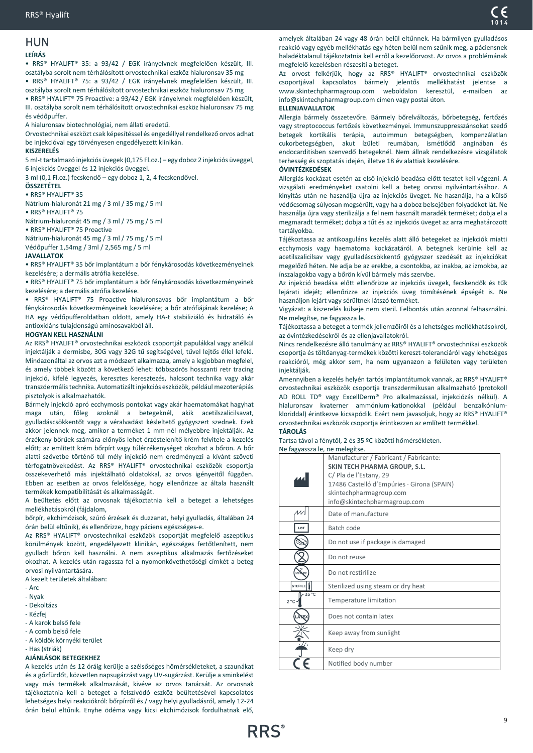# HUN

**LEÍRÁS**

• RRS® HYALIFT® 35: a 93/42 / EGK irányelvnek megfelelően készült, III. osztályba sorolt nem térhálósított orvostechnikai eszköz hialuronsav 35 mg

• RRS® HYALIFT® 75: a 93/42 / EGK irányelvnek megfelelően készült, III. osztályba sorolt nem térhálósított orvostechnikai eszköz hialuronsav 75 mg

• RRS® HYALIFT® 75 Proactive: a 93/42 / EGK irányelvnek megfelelően készült, III. osztályba sorolt nem térhálósított orvostechnikai eszköz hialuronsav 75 mg és védőpuffer.

A hialuronsav biotechnológiai, nem állati eredetű.

Orvostechnikai eszközt csak képesítéssel és engedéllyel rendelkező orvos adhat be injekcióval egy törvényesen engedélyezett klinikán.

**KISZERELÉS**

5 ml-t tartalmazó injekciós üvegek (0,175 Fl.oz.) – egy doboz 2 injekciós üveggel, 6 injekciós üveggel és 12 injekciós üveggel.

3 ml (0,1 Fl.oz.) fecskendő – egy doboz 1, 2, 4 fecskendővel.

**ÖSSZETÉTEL**

• RRS® HYALIFT® 35

Nátrium-hialuronát 21 mg / 3 ml / 35 mg / 5 ml

• RRS® HYALIFT® 75

Nátrium-hialuronát 45 mg / 3 ml / 75 mg / 5 ml

• RRS® HYALIFT® 75 Proactive

Nátrium-hialuronát 45 mg / 3 ml / 75 mg / 5 ml

Védőpuffer 1,54mg / 3ml / 2,565 mg / 5 ml

**JAVALLATOK**

• RRS® HYALIFT® 35 bőr implantátum a bőr fénykárosodás következményeinek kezelésére; a dermális atrófia kezelése.

• RRS® HYALIFT® 75 bőr implantátum a bőr fénykárosodás következményeinek kezelésére; a dermális atrófia kezelése.

• RRS® HYALIFT® 75 Proactive hialuronsavas bőr implantátum a bőr fénykárosodás következményeinek kezelésére; a bőr atrófiájának kezelése; A HA egy védőpufferoldatban oldott, amely HA-t stabilizáló és hidratáló és antioxidáns tulajdonságú aminosavakból áll.

**HOGYAN KELL HASZNÁLNI**

Az RRS® HYALIFT® orvostechnikai eszközök csoportját papulákkal vagy anélkül injektálják a dermisbe, 30G vagy 32G tű segítségével, tűvel lejtős éllel lefelé. Mindazonáltal az orvos azt a módszert alkalmazza, amely a legjobban megfelel, és amely többek között a következő lehet: többszörös hosszanti retr tracing injekció, kifelé legyezés, keresztes keresztezés, halcsont technika vagy akár transzdermális technika. Automatizált injekciós eszközök, például mezoterápiás pisztolyok is alkalmazhatók.

Bármely injekció apró ecchymosis pontokat vagy akár haematomákat hagyhat maga után, főleg azoknál a betegeknél, akik acetilszalicilsavat, gyulladáscsökkentőt vagy a véralvadást késleltető gyógyszert szednek. Ezek akkor jelennek meg, amikor a terméket 1 mm-nél mélyebbre injektálják. Az érzékeny bőrűek számára előnyös lehet érzéstelenítő krém felvitele a kezelés előtt; az említett krém bőrpírt vagy túlérzékenységet okozhat a bőrön. A bőr alatti szövetbe történő túl mély injekció nem eredményezi a kívánt szöveti térfogatnövekedést. Az RRS® HYALIFT® orvostechnikai eszközök csoportja összekeverhető más injektálható oldatokkal, az orvos igényeitől függően. Ebben az esetben az orvos felelőssége, hogy ellenőrizze az általa használt termékek kompatibilitását és alkalmasságát.

A beültetés előtt az orvosnak tájékoztatnia kell a beteget a lehetséges mellékhatásokról (fájdalom,

bőrpír, ekchimózisok, szúró érzések és duzzanat, helyi gyulladás, általában 24 órán belül eltűnik), és ellenőrizze, hogy páciens egészséges-e.

Az RRS® HYALIFT® orvostechnikai eszközök csoportját megfelelő aszeptikus körülmények között, engedélyezett klinikán, egészséges fertőtlenített, nem gyulladt bőrön kell használni. A nem aszeptikus alkalmazás fertőzéseket okozhat. A kezelés után ragassza fel a nyomonkövethetőségi címkét a beteg orvosi nyilvántartására.

A kezelt területek általában:

- Arc
- Nyak
- Dekoltázs
- Kézfej
- A karok belső fele
- A comb belső fele
- A köldök környéki terület
- Has (striák)

**AJÁNLÁSOK BETEGEKHEZ**

A kezelés után és 12 óráig kerülje a szélsőséges hőmérsékleteket, a szaunákat és a gőzfürdőt, közvetlen napsugárzást vagy UV-sugárzást. Kerülje a sminkelést vagy más termékek alkalmazását, kivéve az orvos tanácsát. Az orvosnak tájékoztatnia kell a beteget a felszívódó eszköz beültetésével kapcsolatos lehetséges helyi reakciókról: bőrpírről és / vagy helyi gyulladásról, amely 12-24 órán belül eltűnik. Enyhe ödéma vagy kicsi ekchimózisok fordulhatnak elő, amelyek általában 24 vagy 48 órán belül eltűnnek. Ha bármilyen gyulladásos reakció vagy egyéb mellékhatás egy héten belül nem szűnik meg, a páciensnek haladéktalanul tájékoztatnia kell erről a kezelőorvost. Az orvos a problémának megfelelő kezelésben részesíti a beteget.

Az orvost felkérjük, hogy az RRS® HYALIFT® orvostechnikai eszközök csoportjával kapcsolatos bármely jelentős mellékhatást jelentse a www.skintechpharmagroup.com weboldalon keresztül, e-mailben az info@skintechpharmagroup.com címen vagy postai úton.

**ELLENJAVALLATOK**

Allergia bármely összetevőre. Bármely bőrelváltozás, bőrbetegség, fertőzés vagy streptococcus fertőzés következményei. Immunszuppresszánsokat szedő betegek kortikális terápia, autoimmun betegségben, kompenzálatlan cukorbetegségben, akut ízületi reumában, ismétlődő anginában és endocarditisben szenvedő betegeknél. Nem állnak rendelkezésre vizsgálatok terhesség és szoptatás idején, illetve 18 év alattiak kezelésére.

**ÓVINTÉZKEDÉSEK**

Allergiás kockázat esetén az első injekció beadása előtt tesztet kell végezni. A vizsgálati eredményeket csatolni kell a beteg orvosi nyilvántartásához. A kinyitás után ne használja újra az injekciós üveget. Ne használja, ha a külső védőcsomag súlyosan megsérült, vagy ha a doboz belsejében folyadékot lát. Ne használja újra vagy sterilizálja a fel nem használt maradék terméket; dobja el a megmaradt terméket; dobja a tűt és az injekciós üveget az arra meghatározott tartályokba.

Tájékoztassa az antikoaguláns kezelés alatt álló betegeket az injekciók miatti ecchymosis vagy haematoma kockázatáról. A betegnek kerülnie kell az acetilszalicilsav vagy gyulladáscsökkentő gyógyszer szedését az injekciókat megelőző héten. Ne adja be az erekbe, a csontokba, az inakba, az izmokba, az ínszalagokba vagy a bőrön kívül bármely más szervbe.

Az injekció beadása előtt ellenőrizze az injekciós üvegek, fecskendők és tűk lejárati idejét; ellenőrizze az injekciós üveg tömítésének épségét is. Ne használjon lejárt vagy sérültnek látszó terméket.

Vigyázat: a kiszerelés külseje nem steril. Felbontás után azonnal felhasználni. Ne melegítse, ne fagyassza le.

Tájékoztassa a beteget a termék jellemzőiről és a lehetséges mellékhatásokról, az óvintézkedésekről és az ellenjavallatokról.

Nincs rendelkezésre álló tanulmány az RRS® HYALIFT® orvostechnikai eszközök csoportja és töltőanyag-termékek közötti kereszt-toleranciáról vagy lehetséges reakcióiról, még akkor sem, ha nem ugyanazon a felületen vagy területen injektálják.

Amennyiben a kezelés helyén tartós implantátumok vannak, az RRS® HYALIFT® orvostechnikai eszközök csoportja transzdermikusan alkalmazható (protokoll AD ROLL TD® vagy ExcellDerm® Pro alkalmazással, injekciózás nélkül). A hialuronsav kvaterner ammónium-kationokkal (például benzalkónium-kloriddal) érintkezve kicsapódik. Ezért nem javasoljuk, hogy az RRS® HYALIFT® orvostechnikai eszközök csoportja érintkezzen az említett termékkel.

**TÁROLÁS**

Tartsa távol a fénytől, 2 és 35 ºC közötti hőmérsékleten.

Ne fagyassza le, ne melegítse.

| Symbol | Description |
|---|---|
| Manufacturer | Manufacturer / Fabricant / Fabricante: **SKIN TECH PHARMA GROUP, S.L.** C/ Pla de l'Estany, 29 17486 Castelló d'Empúries · Girona (SPAIN) skintechpharmagroup.com info@skintechpharmagroup.com |
| Date of manufacture | Date of manufacture |
| LOT | Batch code |
| Damaged package | Do not use if package is damaged |
| Do not reuse | Do not reuse |
| STERILIZE | Do not restirilize |
| STERILE | Sterilized using steam or dry heat |
| 2 °C – 35 °C | Temperature limitation |
| LATEX | Does not contain latex |
| Sunlight | Keep away from sunlight |
| Umbrella | Keep dry |
| CE | Notified body number |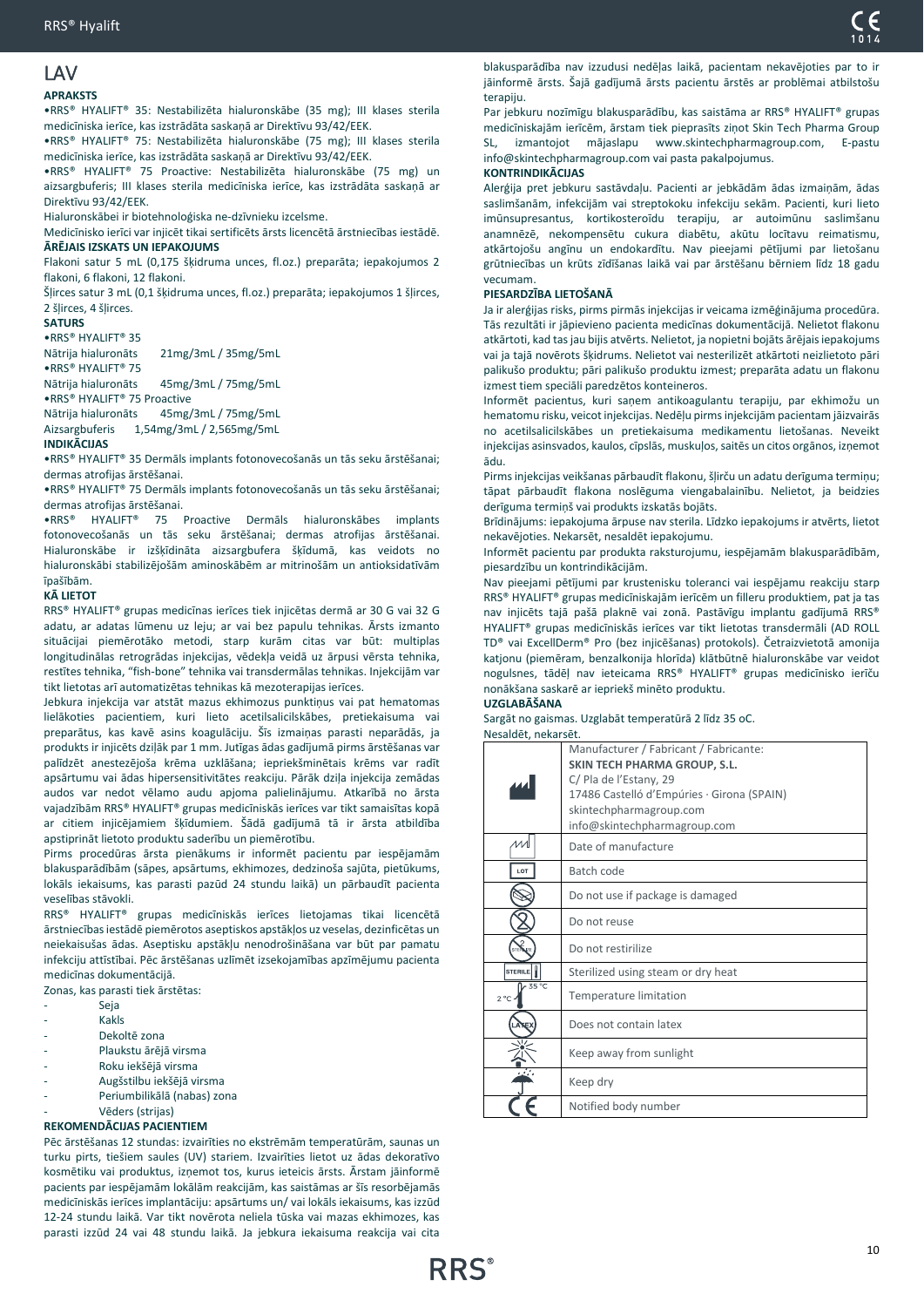# LAV

**APRAKSTS**

•RRS® HYALIFT® 35: Nestabilizēta hialuronskābe (35 mg); III klases sterila medicīniska ierīce, kas izstrādāta saskaņā ar Direktīvu 93/42/EEK.

•RRS® HYALIFT® 75: Nestabilizēta hialuronskābe (75 mg); III klases sterila medicīniska ierīce, kas izstrādāta saskaņā ar Direktīvu 93/42/EEK.

•RRS® HYALIFT® 75 Proactive: Nestabilizēta hialuronskābe (75 mg) un aizsargbuferis; III klases sterila medicīniska ierīce, kas izstrādāta saskaņā ar Direktīvu 93/42/EEK.

Hialuronskābei ir biotehnoloģiska ne-dzīvnieku izcelsme.

Medicīnisko ierīci var injicēt tikai sertificēts ārsts licencētā ārstniecības iestādē.

**ĀRĒJAIS IZSKATS UN IEPAKOJUMS**

Flakoni satur 5 mL (0,175 šķidruma unces, fl.oz.) preparāta; iepakojumos 2 flakoni, 6 flakoni, 12 flakoni.

Šļirces satur 3 mL (0,1 šķidruma unces, fl.oz.) preparāta; iepakojumos 1 šļirces, 2 šļirces, 4 šļirces.

**SATURS**

•RRS® HYALIFT® 35
Nātrija hialuronāts 21mg/3mL / 35mg/5mL

•RRS® HYALIFT® 75
Nātrija hialuronāts 45mg/3mL / 75mg/5mL

•RRS® HYALIFT® 75 Proactive
Nātrija hialuronāts 45mg/3mL / 75mg/5mL
Aizsargbuferis 1,54mg/3mL / 2,565mg/5mL

**INDIKĀCIJAS**

•RRS® HYALIFT® 35 Dermāls implants fotonovecošanās un tās seku ārstēšanai; dermas atrofijas ārstēšanai.

•RRS® HYALIFT® 75 Dermāls implants fotonovecošanās un tās seku ārstēšanai; dermas atrofijas ārstēšanai.

•RRS® HYALIFT® 75 Proactive Dermāls hialuronskābes implants fotonovecošanās un tās seku ārstēšanai; dermas atrofijas ārstēšanai. Hialuronskābe ir izšķīdināta aizsargbufera šķīdumā, kas veidots no hialuronskābi stabilizējošām aminoskābēm ar mitrinošām un antioksidatīvām īpašībām.

**KĀ LIETOT**

RRS® HYALIFT® grupas medicīnas ierīces tiek injicētas dermā ar 30 G vai 32 G adatu, ar adatas lūmenu uz leju; ar vai bez papulu tehnikas. Ārsts izmanto situācijai piemērotāko metodi, starp kurām citas var būt: multiplas longitudinālas retrogrādas injekcijas, vēdekļa veidā uz ārpusi vērsta tehnika, restītes tehnika, "fish-bone" tehnika vai transdermālas tehnikas. Injekcijām var tikt lietotas arī automatizētas tehnikas kā mezoterapijas ierīces.

Jebkura injekcija var atstāt mazus ekhimozus punktiņus vai pat hematomas lielākoties pacientiem, kuri lieto acetilsalicilskābes, pretiekaisuma vai preparātus, kas kavē asins koagulāciju. Šīs izmaiņas parasti neparādās, ja produkts ir injicēts dziļāk par 1 mm. Jutīgas ādas gadījumā pirms ārstēšanas var palīdzēt anestezējoša krēma uzklāšana; iepriekšminētais krēms var radīt apsārtumu vai ādas hipersensitivitātes reakciju. Pārāk dziļa injekcija zemādas audos var nedot vēlamo audu apjoma palielinājumu. Atkarībā no ārsta vajadzībām RRS® HYALIFT® grupas medicīniskās ierīces var tikt samaisītas kopā ar citiem injicējamiem šķīdumiem. Šādā gadījumā tā ir ārsta atbildība apstiprināt lietoto produktu saderību un piemērotību.

Pirms procedūras ārsta pienākums ir informēt pacientu par iespējamām blakusparādībām (sāpes, apsārtums, ekhimozes, dedzinoša sajūta, pietūkums, lokāls iekaisums, kas parasti pazūd 24 stundu laikā) un pārbaudīt pacienta veselības stāvokli.

RRS® HYALIFT® grupas medicīniskās ierīces lietojamas tikai licencētā ārstniecības iestādē piemērotos aseptiskos apstākļos uz veselas, dezinficētas un neiekaisušas ādas. Aseptisku apstākļu nenodrošināšana var būt par pamatu infekciju attīstībai. Pēc ārstēšanas uzlīmēt izsekojamības apzīmējumu pacienta medicīnas dokumentācijā.

Zonas, kas parasti tiek ārstētas:

- Seja
- Kakls
- Dekoltē zona
- Plaukstu ārējā virsma
- Roku iekšējā virsma
- Augšstilbu iekšējā virsma
- Periumbilikālā (nabas) zona
- Vēders (strijas)

**REKOMENDĀCIJAS PACIENTIEM**

Pēc ārstēšanas 12 stundas: izvairīties no ekstrēmām temperatūrām, saunas un turku pirts, tiešiem saules (UV) stariem. Izvairīties lietot uz ādas dekoratīvo kosmētiku vai produktus, izņemot tos, kurus ieteicis ārsts. Ārstam jāinformē pacients par iespējamām lokālām reakcijām, kas saistāmas ar šīs resorbējamās medicīniskās ierīces implantāciju: apsārtums un/ vai lokāls iekaisums, kas izzūd 12-24 stundu laikā. Var tikt novērota neliela tūska vai mazas ekhimozes, kas parasti izzūd 24 vai 48 stundu laikā. Ja jebkura iekaisuma reakcija vai cita blakusparādība nav izzudusi nedēļas laikā, pacientam nekavējoties par to ir jāinformē ārsts. Šajā gadījumā ārsts pacientu ārstēs ar problēmai atbilstošu terapiju.

Par jebkuru nozīmīgu blakusparādību, kas saistāma ar RRS® HYALIFT® grupas medicīniskajām ierīcēm, ārstam tiek pieprasīts ziņot Skin Tech Pharma Group SL, izmantojot mājaslapu www.skintechpharmagroup.com, E-pastu info@skintechpharmagroup.com vai pasta pakalpojumus.

**KONTRINDIKĀCIJAS**

Alerģija pret jebkuru sastāvdaļu. Pacienti ar jebkādām ādas izmaiņām, ādas saslimšanām, infekcijām vai streptokoku infekciju sekām. Pacienti, kuri lieto imūnsupresantus, kortikosteroīdu terapiju, ar autoimūnu saslimšanu anamnēzē, nekompensētu cukura diabētu, akūtu locītavu reimatismu, atkārtojošu angīnu un endokardītu. Nav pieejami pētījumi par lietošanu grūtniecības un krūts zīdīšanas laikā vai par ārstēšanu bērniem līdz 18 gadu vecumam.

**PIESARDZĪBA LIETOŠANĀ**

Ja ir alerģijas risks, pirms pirmās injekcijas ir veicama izmēģinājuma procedūra. Tās rezultāti ir jāpievieno pacienta medicīnas dokumentācijā. Nelietot flakonu atkārtoti, kad tas jau bijis atvērts. Nelietot, ja nopietni bojāts ārējais iepakojums vai ja tajā novērots šķidrums. Nelietot vai nesterilizēt atkārtoti neizlietoto pāri palikušo produktu; pāri palikušo produktu izmest; preparāta adatu un flakonu izmest tiem speciāli paredzētos konteineros.

Informēt pacientus, kuri saņem antikoagulantu terapiju, par ekhimožu un hematomu risku, veicot injekcijas. Nedēļu pirms injekcijām pacientam jāizvairās no acetilsalicilskābes un pretiekaisuma medikamentu lietošanas. Neveikt injekcijas asinsvados, kaulos, cīpslās, muskuļos, saitēs un citos orgānos, izņemot ādu.

Pirms injekcijas veikšanas pārbaudīt flakonu, šļirču un adatu derīguma termiņu; tāpat pārbaudīt flakona noslēguma viengabalainību. Nelietot, ja beidzies derīguma termiņš vai produkts izskatās bojāts.

Brīdinājums: iepakojuma ārpuse nav sterila. Līdzko iepakojums ir atvērts, lietot nekavējoties. Nekarsēt, nesaldēt iepakojumu.

Informēt pacientu par produkta raksturojumu, iespējamām blakusparādībām, piesardzību un kontrindikācijām.

Nav pieejami pētījumi par krustenisku toleranci vai iespējamu reakciju starp RRS® HYALIFT® grupas medicīniskajām ierīcēm un filleru produktiem, pat ja tas nav injicēts tajā pašā plaknē vai zonā. Pastāvīgu implantu gadījumā RRS® HYALIFT® grupas medicīniskās ierīces var tikt lietotas transdermāli (AD ROLL TD® vai ExcellDerm® Pro (bez injicēšanas) protokols). Četraizvietotā amonija katjonu (piemēram, benzalkonija hlorīda) klātbūtnē hialuronskābe var veidot nogulsnes, tādēļ nav ieteicama RRS® HYALIFT® grupas medicīnisko ierīču nonākšana saskarē ar iepriekš minēto produktu.

**UZGLABĀŠANA**

Sargāt no gaismas. Uzglabāt temperatūrā 2 līdz 35 oC.

Nesaldēt, nekarsēt.

| Symbol | Description |
|---|---|
| Manufacturer | Manufacturer / Fabricant / Fabricante:<br>**SKIN TECH PHARMA GROUP, S.L.**<br>C/ Pla de l'Estany, 29<br>17486 Castelló d'Empúries · Girona (SPAIN)<br>skintechpharmagroup.com<br>info@skintechpharmagroup.com |
| Date of manufacture | Date of manufacture |
| LOT | Batch code |
| Do not use if package is damaged | Do not use if package is damaged |
| Do not reuse | Do not reuse |
| STERILIZE | Do not restirilize |
| STERILE | Sterilized using steam or dry heat |
| 2 °C – 35 °C | Temperature limitation |
| LATEX | Does not contain latex |
| Keep away from sunlight | Keep away from sunlight |
| Keep dry | Keep dry |
| CE | Notified body number |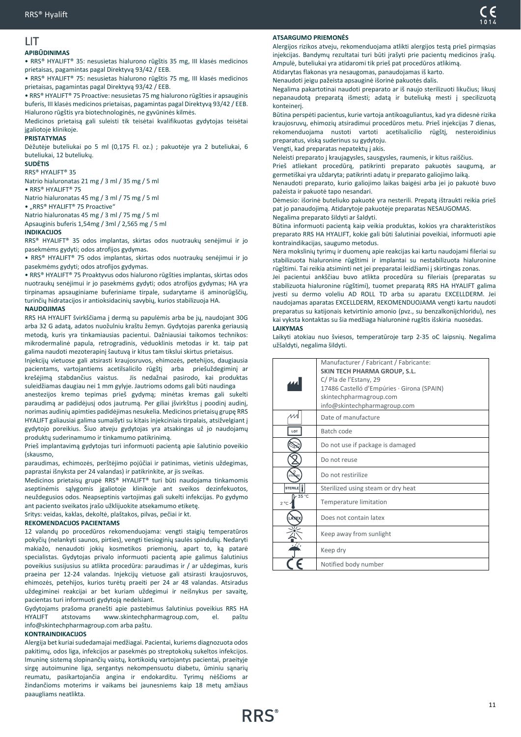# LIT

**APIBŪDINIMAS**

• RRS® HYALIFT® 35: nesusietas hialurono rūgštis 35 mg, III klasės medicinos prietaisas, pagamintas pagal Direktyvą 93/42 / EEB.

• RRS® HYALIFT® 75: nesusietas hialurono rūgštis 75 mg, III klasės medicinos prietaisas, pagamintas pagal Direktyvą 93/42 / EEB.

• RRS® HYALIFT® 75 Proactive: nesusietas 75 mg hialurono rūgšties ir apsauginis buferis, III klasės medicinos prietaisas, pagamintas pagal Direktyvą 93/42 / EEB. Hialurono rūgštis yra biotechnologinės, ne gyvūninės kilmės.

Medicinos prietaisą gali suleisti tik teisėtai kvalifikuotas gydytojas teisėtai įgaliotoje klinikoje.

**PRISTATYMAS**

Dėžutėje buteliukai po 5 ml (0,175 Fl. oz.) ; pakuotėje yra 2 buteliukai, 6 buteliukai, 12 buteliukų.

**SUDĖTIS**

RRS® HYALIFT® 35

Natrio hialuronatas 21 mg / 3 ml / 35 mg / 5 ml

• RRS® HYALIFT® 75

Natrio hialuronatas 45 mg / 3 ml / 75 mg / 5 ml

• „RRS® HYALIFT® 75 Proactive“

Natrio hialuronatas 45 mg / 3 ml / 75 mg / 5 ml

Apsauginis buferis 1,54mg / 3ml / 2,565 mg / 5 ml

**INDIKACIJOS**

RRS® HYALIFT® 35 odos implantas, skirtas odos nuotraukų senėjimui ir jo pasekmėms gydyti; odos atrofijos gydymas.

• RRS® HYALIFT® 75 odos implantas, skirtas odos nuotraukų senėjimui ir jo pasekmėms gydyti; odos atrofijos gydymas.

• RRS® HYALIFT® 75 Proaktyvus odos hialurono rūgšties implantas, skirtas odos nuotraukų senėjimui ir jo pasekmėms gydyti; odos atrofijos gydymas; HA yra tirpinamas apsauginiame buferiniame tirpale, sudarytame iš aminorūgščių, turinčių hidratacijos ir antioksidacinių savybių, kurios stabilizuoja HA.

**NAUDOJIMAS**

RRS HA HYALIFT švirkščiama į dermą su papulėmis arba be jų, naudojant 30G arba 32 G adatą, adatos nuožulniu kraštu žemyn. Gydytojas parenka geriausią metodą, kuris yra tinkamiausias pacientui. Dažniausiai taikomos technikos: mikrodermalinė papula, retrogradinis, vėduoklinis metodas ir kt. taip pat galima naudoti mezoterapinį šautuvą ir kitus tam tikslui skirtus prietaisus.

Injekcijų vietuose gali atsirasti kraujosruvos, ehimozės, petehijos, daugiausia pacientams, vartojantiems acetilsalicilo rūgštį arba priešuždegiminį ar krešėjimą stabdančius vaistus. Jis nedažnai pasirodo, kai produktas suleidžiamas daugiau nei 1 mm gylyje. Jautrioms odoms gali būti naudinga anestezijos kremo tepimas prieš gydymą; minėtas kremas gali sukelti paraudimą ar padidėjusį odos jautrumą. Per giliai išvirkštus į poodinį audinį, norimas audinių apimties padidėjimas nesukelia. Medicinos prietaisų grupę RRS HYALIFT galiausiai galima sumaišyti su kitais injekciniais tirpalais, atsižvelgiant į gydytojo poreikius. Šiuo atveju gydytojas yra atsakingas už jo naudojamų produktų suderinamumo ir tinkamumo patikrinimą.

Prieš implantavimą gydytojas turi informuoti pacientą apie šalutinio poveikio (skausmo, paraudimas, echimozės, perštėjimo pojūčiai ir patinimas, vietinis uždegimas, paprastai išnyksta per 24 valandas) ir patikrinkite, ar jis sveikas.

Medicinos prietaisų grupė RRS® HYALIFT® turi būti naudojama tinkamomis aseptinėmis sąlygomis įgaliotoje klinikoje ant sveikos dezinfekuotos, neuždegusios odos. Neapseptinis vartojimas gali sukelti infekcijas. Po gydymo ant paciento sveikatos įrašo užklijuokite atsekamumo etiketę.

Sritys: veidas, kaklas, dekoltė, plaštakos, pilvas, pečiai ir kt.

**REKOMENDACIJOS PACIENTAMS**

12 valandų po procedūros rekomenduojama: vengti staigių temperatūros pokyčių (nelankyti saunos, pirties), vengti tiesioginių saulės spindulių. Nedaryti makiažo, nenaudoti jokių kosmetikos priemonių, apart to, ką patarė specialistas. Gydytojas privalo informuoti pacientą apie galimus šalutinius poveikius susijusius su atlikta procedūra: paraudimas ir / ar uždegimas, kuris praeina per 12-24 valandas. Injekcijų vietuose gali atsirasti kraujosruvos, ehimozės, petehijos, kurios turėtų praeiti per 24 ar 48 valandas. Atsiradus uždegiminei reakcijai ar bet kuriam uždegimui ir neišnykus per savaitę, pacientas turi informuoti gydytoją nedelsiant.

Gydytojams prašoma pranešti apie pastebimus šalutinius poveikius RRS HA HYALIFT atstovams www.skintechpharmagroup.com, el. paštu info@skintechpharmagroup.com arba paštu.

**KONTRAINDIKACIJOS**

Alergija bet kuriai sudedamajai medžiagai. Pacientai, kuriems diagnozuota odos pakitimų, odos liga, infekcijos ar pasekmės po streptokokų sukeltos infekcijos. Imuninę sistemą slopinančių vaistų, kortikoidų vartojantys pacientai, praeityje sirgę autoimunine liga, sergantys nekompensuotu diabetu, ūminiu sąnarių reumatu, pasikartojančia angina ir endokarditu. Tyrimų nėščioms ar žindančioms moterims ir vaikams bei jaunesniems kaip 18 metų amžiaus paaugliams neatlikta.

**ATSARGUMO PRIEMONĖS**

Alergijos rizikos atveju, rekomenduojama atlikti alergijos testą prieš pirmąsias injekcijas. Bandymų rezultatai turi būti įrašyti prie pacientų medicinos įrašų. Ampulė, buteliukai yra atidaromi tik prieš pat procedūros atlikimą.

Atidarytas flakonas yra nesaugomas, panaudojamas iš karto.

Nenaudoti jeigu pažeista apsauginė išorinė pakuotės dalis.

Negalima pakartotinai naudoti preparato ar iš naujo sterilizuoti likučius; likusį nepanaudotą preparatą išmesti; adatą ir buteliuką mesti į specilizuotą konteinerį.

Būtina perspėti pacientus, kurie vartoja antikoaguliantus, kad yra didesnė rizika kraujosruvų, ehimozių atsiradimui procedūros metu. Prieš injekcijas 7 dienas, rekomenduojama nustoti vartoti acetilsalicilio rūgštį, nesteroidinius preparatus, viską suderinus su gydytoju.

Vengti, kad preparatas nepatektų į akis.

Neleisti preparato į kraujagysles, sausgysles, raumenis, ir kitus raiščius.

Prieš atliekant procedūrą, patikrinti preparato pakuotės saugumą, ar germetiškai yra uždaryta; patikrinti adatų ir preparato galiojimo laiką.

Nenaudoti preparato, kurio galiojimo laikas baigėsi arba jei jo pakuotė buvo pažeista ir pakuotė tapo nesandari.

Dėmesio: išorinė buteliuko pakuotė yra nesterili. Prepatą ištraukti reikia prieš pat jo panaudojimą. Atidarytoje pakuotėje preparatas NESAUGOMAS.

Negalima preparato šildyti ar šaldyti.

Būtina informuoti pacientą kaip veikia produktas, kokios yra charakteristikos preparato RRS HA HYALIFT, kokie gali būti šalutiniai poveikiai, informuoti apie kontraindikacijas, saugumo metodus.

Nėra mokslinių tyrimų ir duomenų apie reakcijas kai kartu naudojami fileriai su stabilizuota hialuronine rūgštimi ir implantai su nestabilizuota hialuronine rūgštimi. Tai reikia atsiminti net jei preparatai leidžiami į skirtingas zonas.

Jei pacientui anksčiau buvo atlikta procedūra su fileriais (preparatas su stabilizuota hialuronine rūgštimi), tuomet preparatą RRS HA HYALIFT galima įvesti su dermo voleliu AD ROLL TD arba su aparatu EXCELLDERM. Jei naudojamas aparatas EXCELLDERM, REKOMENDUOJAMA vengti kartu naudoti preparatus su katijonais ketvirtinio amonio (pvz., su benzalkonijchloridu), nes kai vyksta kontaktas su šia medžiaga hialuroninė rugštis išskiria nuosėdas.

**LAIKYMAS**

Laikyti atokiau nuo šviesos, temperatūroje tarp 2-35 oC laipsnių. Negalima užšaldyti, negalima šildyti.

| | |
|---|---|
| | Manufacturer / Fabricant / Fabricante: **SKIN TECH PHARMA GROUP, S.L.** C/ Pla de l'Estany, 29 17486 Castelló d'Empúries · Girona (SPAIN) skintechpharmagroup.com info@skintechpharmagroup.com |
| | Date of manufacture |
| LOT | Batch code |
| | Do not use if package is damaged |
| | Do not reuse |
| | Do not restirilize |
| STERILE | Sterilized using steam or dry heat |
| 2 °C – 35 °C | Temperature limitation |
| LATEX | Does not contain latex |
| | Keep away from sunlight |
| | Keep dry |
| CE | Notified body number |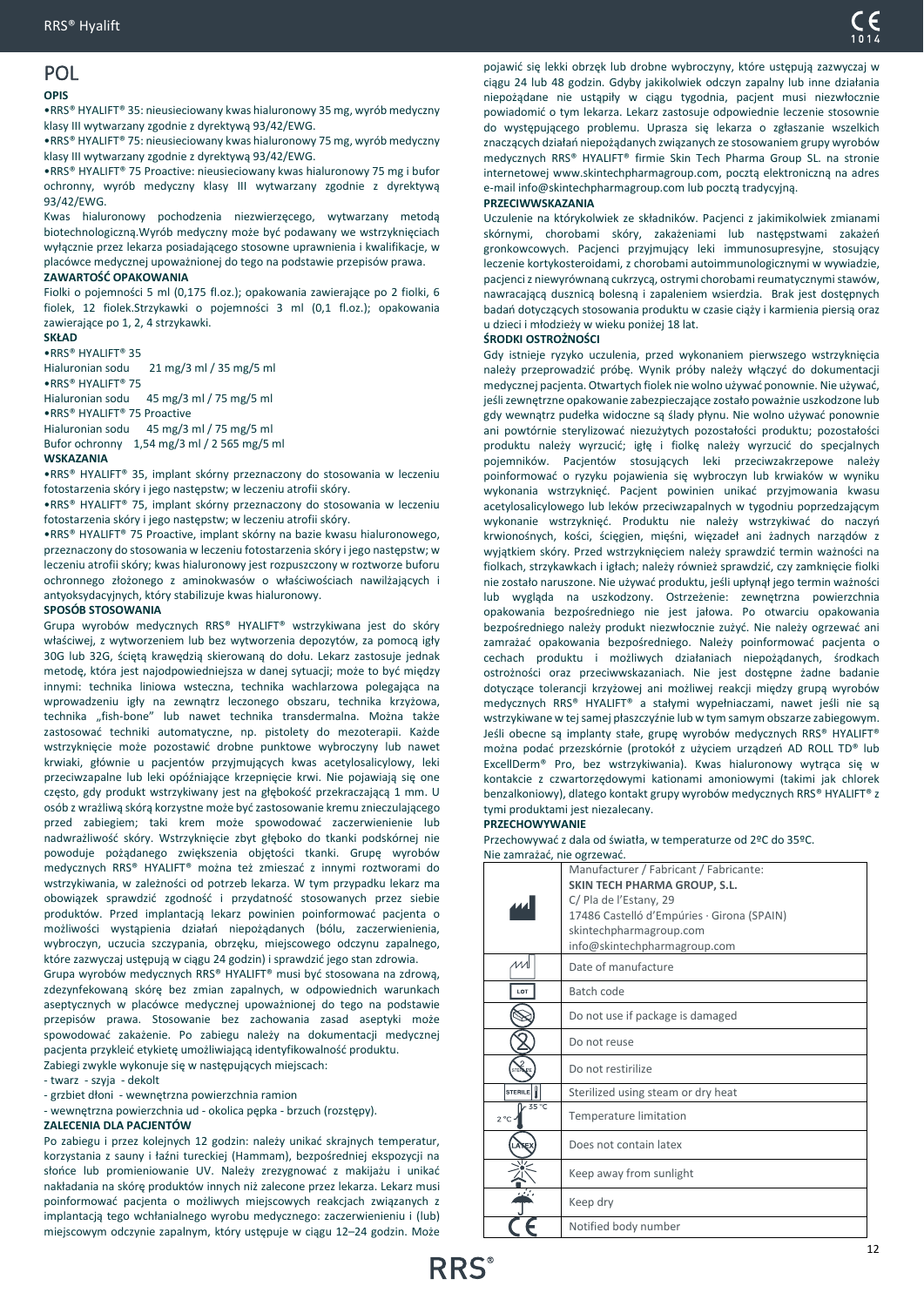# POL

**OPIS**

•RRS® HYALIFT® 35: nieusieciowany kwas hialuronowy 35 mg, wyrób medyczny klasy III wytwarzany zgodnie z dyrektywą 93/42/EWG.

•RRS® HYALIFT® 75: nieusieciowany kwas hialuronowy 75 mg, wyrób medyczny klasy III wytwarzany zgodnie z dyrektywą 93/42/EWG.

•RRS® HYALIFT® 75 Proactive: nieusieciowany kwas hialuronowy 75 mg i bufor ochronny, wyrób medyczny klasy III wytwarzany zgodnie z dyrektywą 93/42/EWG.

Kwas hialuronowy pochodzenia niezwierzęcego, wytwarzany metodą biotechnologiczną.Wyrób medyczny może być podawany we wstrzyknięciach wyłącznie przez lekarza posiadającego stosowne uprawnienia i kwalifikacje, w placówce medycznej upoważnionej do tego na podstawie przepisów prawa.

**ZAWARTOŚĆ OPAKOWANIA**

Fiolki o pojemności 5 ml (0,175 fl.oz.); opakowania zawierające po 2 fiolki, 6 fiolek, 12 fiolek.Strzykawki o pojemności 3 ml (0,1 fl.oz.); opakowania zawierające po 1, 2, 4 strzykawki.

**SKŁAD**

•RRS® HYALIFT® 35
Hialuronian sodu 21 mg/3 ml / 35 mg/5 ml

•RRS® HYALIFT® 75
Hialuronian sodu 45 mg/3 ml / 75 mg/5 ml

•RRS® HYALIFT® 75 Proactive
Hialuronian sodu 45 mg/3 ml / 75 mg/5 ml
Bufor ochronny 1,54 mg/3 ml / 2 565 mg/5 ml

**WSKAZANIA**

•RRS® HYALIFT® 35, implant skórny przeznaczony do stosowania w leczeniu fotostarzenia skóry i jego następstw; w leczeniu atrofii skóry.

•RRS® HYALIFT® 75, implant skórny przeznaczony do stosowania w leczeniu fotostarzenia skóry i jego następstw; w leczeniu atrofii skóry.

•RRS® HYALIFT® 75 Proactive, implant skórny na bazie kwasu hialuronowego, przeznaczony do stosowania w leczeniu fotostarzenia skóry i jego następstw; w leczeniu atrofii skóry; kwas hialuronowy jest rozpuszczony w roztworze buforu ochronnego złożonego z aminokwasów o właściwościach nawilżających i antyoksydacyjnych, który stabilizuje kwas hialuronowy.

**SPOSÓB STOSOWANIA**

Grupa wyrobów medycznych RRS® HYALIFT® wstrzykiwana jest do skóry właściwej, z wytworzeniem lub bez wytworzenia depozytów, za pomocą igły 30G lub 32G, ściętą krawędzią skierowaną do dołu. Lekarz zastosuje jednak metodę, która jest najodpowiedniejsza w danej sytuacji; może to być między innymi: technika liniowa wsteczna, technika wachlarzowa polegająca na wprowadzeniu igły na zewnątrz leczonego obszaru, technika krzyżowa, technika „fish-bone" lub nawet technika transdermalna. Można także zastosować techniki automatyczne, np. pistolety do mezoterapii. Każde wstrzyknięcie może pozostawić drobne punktowe wybroczyny lub nawet krwiaki, głównie u pacjentów przyjmujących kwas acetylosalicylowy, leki przeciwzapalne lub leki opóźniające krzepnięcie krwi. Nie pojawiają się one często, gdy produkt wstrzykiwany jest na głębokość przekraczającą 1 mm. U osób z wrażliwą skórą korzystne może być zastosowanie kremu znieczulającego przed zabiegiem; taki krem może spowodować zaczerwienienie lub nadwrażliwość skóry. Wstrzyknięcie zbyt głęboko do tkanki podskórnej nie powoduje pożądanego zwiększenia objętości tkanki. Grupę wyrobów medycznych RRS® HYALIFT® można też zmieszać z innymi roztworami do wstrzykiwania, w zależności od potrzeb lekarza. W tym przypadku lekarz ma obowiązek sprawdzić zgodność i przydatność stosowanych przez siebie produktów. Przed implantacją lekarz powinien poinformować pacjenta o możliwości wystąpienia działań niepożądanych (bólu, zaczerwienienia, wybroczyn, uczucia szczypania, obrzęku, miejscowego odczynu zapalnego, które zazwyczaj ustępują w ciągu 24 godzin) i sprawdzić jego stan zdrowia.

Grupa wyrobów medycznych RRS® HYALIFT® musi być stosowana na zdrową, zdezynfekowaną skórę bez zmian zapalnych, w odpowiednich warunkach aseptycznych w placówce medycznej upoważnionej do tego na podstawie przepisów prawa. Stosowanie bez zachowania zasad aseptyki może spowodować zakażenie. Po zabiegu należy na dokumentacji medycznej pacjenta przykleić etykietę umożliwiającą identyfikowalność produktu.

Zabiegi zwykle wykonuje się w następujących miejscach:

- twarz - szyja - dekolt
- grzbiet dłoni - wewnętrzna powierzchnia ramion
- wewnętrzna powierzchnia ud - okolica pępka - brzuch (rozstępy).

**ZALECENIA DLA PACJENTÓW**

Po zabiegu i przez kolejnych 12 godzin: należy unikać skrajnych temperatur, korzystania z sauny i łaźni tureckiej (Hammam), bezpośredniej ekspozycji na słońce lub promieniowanie UV. Należy zrezygnować z makijażu i unikać nakładania na skórę produktów innych niż zalecone przez lekarza. Lekarz musi poinformować pacjenta o możliwych miejscowych reakcjach związanych z implantacją tego wchłanialnego wyrobu medycznego: zaczerwienieniu i (lub) miejscowym odczynie zapalnym, który ustępuje w ciągu 12–24 godzin. Może pojawić się lekki obrzęk lub drobne wybroczyny, które ustępują zazwyczaj w ciągu 24 lub 48 godzin. Gdyby jakikolwiek odczyn zapalny lub inne działania niepożądane nie ustąpiły w ciągu tygodnia, pacjent musi niezwłocznie powiadomić o tym lekarza. Lekarz zastosuje odpowiednie leczenie stosownie do występującego problemu. Uprasza się lekarza o zgłaszanie wszelkich znaczących działań niepożądanych związanych ze stosowaniem grupy wyrobów medycznych RRS® HYALIFT® firmie Skin Tech Pharma Group SL. na stronie internetowej www.skintechpharmagroup.com, pocztą elektroniczną na adres e-mail info@skintechpharmagroup.com lub pocztą tradycyjną.

**PRZECIWWSKAZANIA**

Uczulenie na którykolwiek ze składników. Pacjenci z jakimikolwiek zmianami skórnymi, chorobami skóry, zakażeniami lub następstwami zakażeń gronkowcowych. Pacjenci przyjmujący leki immunosupresyjne, stosujący leczenie kortykosteroidami, z chorobami autoimmunologicznymi w wywiadzie, pacjenci z niewyrównaną cukrzycą, ostrymi chorobami reumatycznymi stawów, nawracającą dusznicą bolesną i zapaleniem wsierdzia. Brak jest dostępnych badań dotyczących stosowania produktu w czasie ciąży i karmienia piersią oraz u dzieci i młodzieży w wieku poniżej 18 lat.

**ŚRODKI OSTROŻNOŚCI**

Gdy istnieje ryzyko uczulenia, przed wykonaniem pierwszego wstrzyknięcia należy przeprowadzić próbę. Wynik próby należy włączyć do dokumentacji medycznej pacjenta. Otwartych fiolek nie wolno używać ponownie. Nie używać, jeśli zewnętrzne opakowanie zabezpieczające zostało poważnie uszkodzone lub gdy wewnątrz pudełka widoczne są ślady płynu. Nie wolno używać ponownie ani powtórnie sterylizować niezużytych pozostałości produktu; pozostałości produktu należy wyrzucić; igłę i fiolkę należy wyrzucić do specjalnych pojemników. Pacjentów stosujących leki przeciwzakrzepowe należy poinformować o ryzyku pojawienia się wybroczyn lub krwiaków w wyniku wykonania wstrzyknięć. Pacjent powinien unikać przyjmowania kwasu acetylosalicylowego lub leków przeciwzapalnych w tygodniu poprzedzającym wykonanie wstrzyknięć. Produktu nie należy wstrzykiwać do naczyń krwionośnych, kości, ścięgien, mięśni, więzadeł ani żadnych narządów z wyjątkiem skóry. Przed wstrzyknięciem należy sprawdzić termin ważności na fiolkach, strzykawkach i igłach; należy również sprawdzić, czy zamknięcie fiolki nie zostało naruszone. Nie używać produktu, jeśli upłynął jego termin ważności lub wygląda na uszkodzony. Ostrzeżenie: zewnętrzna powierzchnia opakowania bezpośredniego nie jest jałowa. Po otwarciu opakowania bezpośredniego należy produkt niezwłocznie zużyć. Nie należy ogrzewać ani zamrażać opakowania bezpośredniego. Należy poinformować pacjenta o cechach produktu i możliwych działaniach niepożądanych, środkach ostrożności oraz przeciwwskazaniach. Nie jest dostępne żadne badanie dotyczące tolerancji krzyżowej ani możliwej reakcji między grupą wyrobów medycznych RRS® HYALIFT® a stałymi wypełniaczami, nawet jeśli nie są wstrzykiwane w tej samej płaszczyźnie lub w tym samym obszarze zabiegowym. Jeśli obecne są implanty stałe, grupę wyrobów medycznych RRS® HYALIFT® można podać przezskórnie (protokół z użyciem urządzeń AD ROLL TD® lub ExcellDerm® Pro, bez wstrzykiwania). Kwas hialuronowy wytrąca się w kontakcie z czwartorzędowymi kationami amoniowymi (takimi jak chlorek benzalkoniowy), dlatego kontakt grupy wyrobów medycznych RRS® HYALIFT® z tymi produktami jest niezalecany.

**PRZECHOWYWANIE**

Przechowywać z dala od światła, w temperaturze od 2ºC do 35ºC.
Nie zamrażać, nie ogrzewać.

| Symbol | Description |
|---|---|
| | Manufacturer / Fabricant / Fabricante: **SKIN TECH PHARMA GROUP, S.L.** C/ Pla de l'Estany, 29 17486 Castelló d'Empúries · Girona (SPAIN) skintechpharmagroup.com info@skintechpharmagroup.com |
| | Date of manufacture |
| LOT | Batch code |
| | Do not use if package is damaged |
| | Do not reuse |
| STERILE | Do not restirilize |
| STERILE | Sterilized using steam or dry heat |
| 2 °C – 35 °C | Temperature limitation |
| LATEX | Does not contain latex |
| | Keep away from sunlight |
| | Keep dry |
| CE | Notified body number |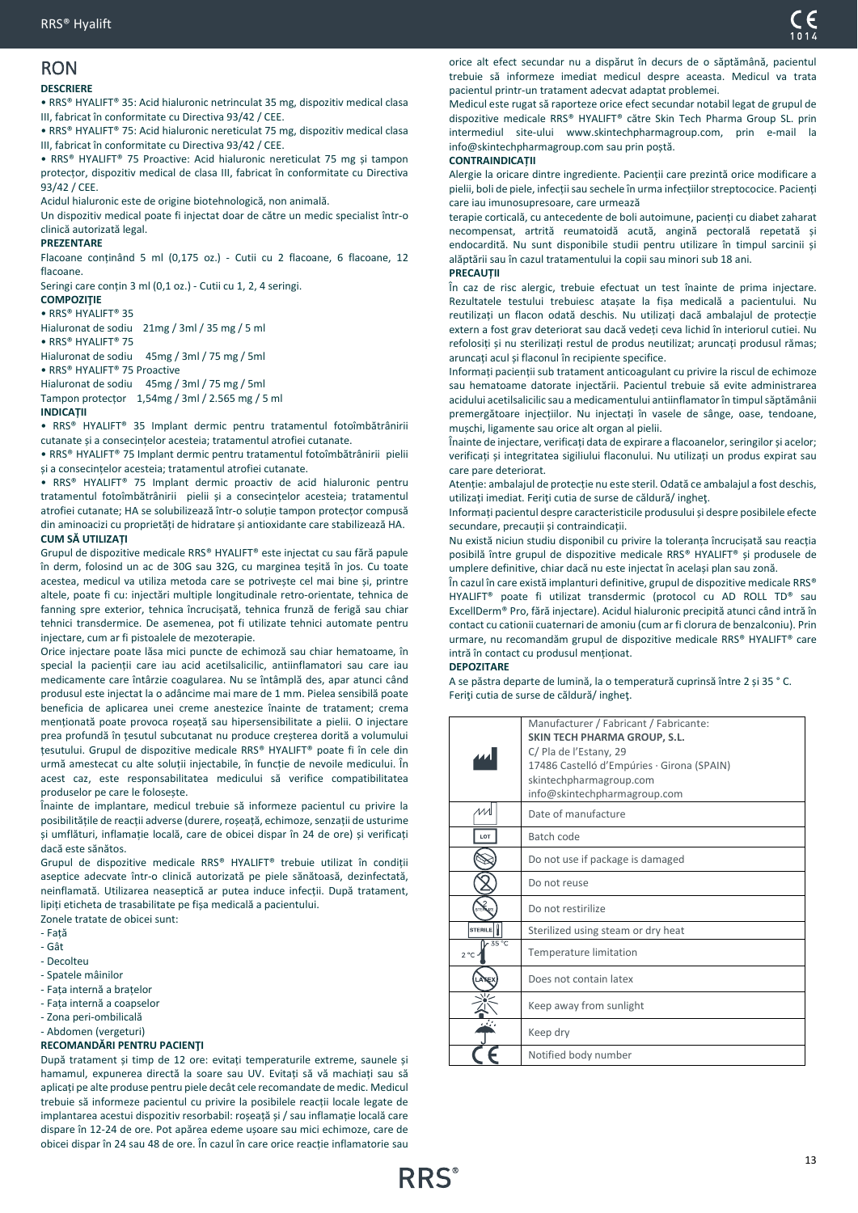## RON

**DESCRIERE**

• RRS® HYALIFT® 35: Acid hialuronic netrinculat 35 mg, dispozitiv medical clasa III, fabricat în conformitate cu Directiva 93/42 / CEE.

• RRS® HYALIFT® 75: Acid hialuronic nereticulat 75 mg, dispozitiv medical clasa III, fabricat în conformitate cu Directiva 93/42 / CEE.

• RRS® HYALIFT® 75 Proactive: Acid hialuronic nereticulat 75 mg și tampon protecțor, dispozitiv medical de clasa III, fabricat în conformitate cu Directiva 93/42 / CEE.

Acidul hialuronic este de origine biotehnologică, non animală.

Un dispozitiv medical poate fi injectat doar de către un medic specialist într-o clinică autorizată legal.

**PREZENTARE**

Flacoane conținând 5 ml (0,175 oz.) - Cutii cu 2 flacoane, 6 flacoane, 12 flacoane.

Seringi care conțin 3 ml (0,1 oz.) - Cutii cu 1, 2, 4 seringi.

**COMPOZIȚIE**

• RRS® HYALIFT® 35

Hialuronat de sodiu 21mg / 3ml / 35 mg / 5 ml

• RRS® HYALIFT® 75

Hialuronat de sodiu 45mg / 3ml / 75 mg / 5ml

• RRS® HYALIFT® 75 Proactive

Hialuronat de sodiu 45mg / 3ml / 75 mg / 5ml

Tampon protecțor 1,54mg / 3ml / 2.565 mg / 5 ml

**INDICAȚII**

• RRS® HYALIFT® 35 Implant dermic pentru tratamentul fotoîmbătrânirii cutanate și a consecințelor acesteia; tratamentul atrofiei cutanate.

• RRS® HYALIFT® 75 Implant dermic pentru tratamentul fotoîmbătrânirii pielii și a consecințelor acesteia; tratamentul atrofiei cutanate.

• RRS® HYALIFT® 75 Implant dermic proactiv de acid hialuronic pentru tratamentul fotoîmbătrânirii pielii și a consecințelor acesteia; tratamentul atrofiei cutanate; HA se solubilizează într-o soluție tampon protecțor compusă din aminoacizi cu proprietăți de hidratare și antioxidante care stabilizează HA.

**CUM SĂ UTILIZAȚI**

Grupul de dispozitive medicale RRS® HYALIFT® este injectat cu sau fără papule în derm, folosind un ac de 30G sau 32G, cu marginea teșită în jos. Cu toate acestea, medicul va utiliza metoda care se potrivește cel mai bine și, printre altele, poate fi cu: injectări multiple longitudinale retro-orientate, tehnica de fanning spre exterior, tehnica încrucișată, tehnica frunză de ferigă sau chiar tehnici transdermice. De asemenea, pot fi utilizate tehnici automate pentru injectare, cum ar fi pistoalele de mezoterapie.

Orice injectare poate lăsa mici puncte de echimoză sau chiar hematoame, în special la pacienții care iau acid acetilsalicilic, antiinflamatori sau care iau medicamente care întârzie coagularea. Nu se întâmplă des, apar atunci când produsul este injectat la o adâncime mai mare de 1 mm. Pielea sensibilă poate beneficia de aplicarea unei creme anestezice înainte de tratament; crema menționată poate provoca roșeață sau hipersensibilitate a pielii. O injectare prea profundă în țesutul subcutanat nu produce creșterea dorită a volumului țesutului. Grupul de dispozitive medicale RRS® HYALIFT® poate fi în cele din urmă amestecat cu alte soluții injectabile, în funcție de nevoile medicului. În acest caz, este responsabilitatea medicului să verifice compatibilitatea produselor pe care le folosește.

Înainte de implantare, medicul trebuie să informeze pacientul cu privire la posibilitățile de reacții adverse (durere, roșeață, echimoze, senzații de usturime și umflături, inflamație locală, care de obicei dispar în 24 de ore) și verificați dacă este sănătos.

Grupul de dispozitive medicale RRS® HYALIFT® trebuie utilizat în condiții aseptice adecvate într-o clinică autorizată pe piele sănătoasă, dezinfectată, neinflamată. Utilizarea neaseptică ar putea induce infecții. După tratament, lipiți eticheta de trasabilitate pe fișa medicală a pacientului.

Zonele tratate de obicei sunt:

- Față
- Gât
- Decolteu
- Spatele mâinilor
- Fața internă a brațelor
- Fața internă a coapselor
- Zona peri-ombilicală
- Abdomen (vergeturi)

**RECOMANDĂRI PENTRU PACIENȚI**

După tratament și timp de 12 ore: evitați temperaturile extreme, saunele și hamamul, expunerea directă la soare sau UV. Evitați să vă machiați sau să aplicați pe alte produse pentru piele decât cele recomandate de medic. Medicul trebuie să informeze pacientul cu privire la posibilele reacții locale legate de implantarea acestui dispozitiv resorbabil: roșeață și / sau inflamație locală care dispare în 12-24 de ore. Pot apărea edeme ușoare sau mici echimoze, care de obicei dispar în 24 sau 48 de ore. În cazul în care orice reacție inflamatorie sau orice alt efect secundar nu a dispărut în decurs de o săptămână, pacientul trebuie să informeze imediat medicul despre aceasta. Medicul va trata pacientul printr-un tratament adecvat adaptat problemei.

Medicul este rugat să raporteze orice efect secundar notabil legat de grupul de dispozitive medicale RRS® HYALIFT® către Skin Tech Pharma Group SL. prin intermediul site-ului www.skintechpharmagroup.com, prin e-mail la info@skintechpharmagroup.com sau prin poștă.

**CONTRAINDICAȚII**

Alergie la oricare dintre ingrediente. Pacienții care prezintă orice modificare a pielii, boli de piele, infecții sau sechele în urma infecțiilor streptococice. Pacienți care iau imunosupresoare, care urmează terapie corticală, cu antecedente de boli autoimune, pacienți cu diabet zaharat necompensat, artrită reumatoidă acută, angină pectorală repetată și endocardită. Nu sunt disponibile studii pentru utilizare în timpul sarcinii și alăptării sau în cazul tratamentului la copii sau minori sub 18 ani.

**PRECAUȚII**

În caz de risc alergic, trebuie efectuat un test înainte de prima injectare. Rezultatele testului trebuiesc atașate la fișa medicală a pacientului. Nu reutilizați un flacon odată deschis. Nu utilizați dacă ambalajul de protecție extern a fost grav deteriorat sau dacă vedeți ceva lichid în interiorul cutiei. Nu refolosiți și nu sterilizați restul de produs neutilizat; aruncați produsul rămas; aruncați acul și flaconul în recipiente specifice.

Informați pacienții sub tratament anticoagulant cu privire la riscul de echimoze sau hematoame datorate injectării. Pacientul trebuie să evite administrarea acidului acetilsalicilic sau a medicamentului antiinflamator în timpul săptămânii premergătoare injecțiilor. Nu injectați în vasele de sânge, oase, tendoane, mușchi, ligamente sau orice alt organ al pielii.

Înainte de injectare, verificați data de expirare a flacoanelor, seringilor și acelor; verificați și integritatea sigiliului flaconului. Nu utilizați un produs expirat sau care pare deteriorat.

Atenție: ambalajul de protecție nu este steril. Odată ce ambalajul a fost deschis, utilizați imediat. Feriți cutia de surse de căldură/ ingheț.

Informați pacientul despre caracteristicile produsului și despre posibilele efecte secundare, precauții și contraindicații.

Nu există niciun studiu disponibil cu privire la toleranța încrucișată sau reacția posibilă între grupul de dispozitive medicale RRS® HYALIFT® și produsele de umplere definitive, chiar dacă nu este injectat în același plan sau zonă.

În cazul în care există implanturi definitive, grupul de dispozitive medicale RRS® HYALIFT® poate fi utilizat transdermic (protocol cu AD ROLL TD® sau ExcellDerm® Pro, fără injectare). Acidul hialuronic precipită atunci când intră în contact cu cationii cuaternari de amoniu (cum ar fi clorura de benzalconiu). Prin urmare, nu recomandăm grupul de dispozitive medicale RRS® HYALIFT® care intră în contact cu produsul menționat.

**DEPOZITARE**

A se păstra departe de lumină, la o temperatură cuprinsă între 2 și 35 ° C.

Feriți cutia de surse de căldură/ ingheț.

| | |
|---|---|
| [Manufacturer symbol] | Manufacturer / Fabricant / Fabricante:<br>**SKIN TECH PHARMA GROUP, S.L.**<br>C/ Pla de l'Estany, 29<br>17486 Castelló d'Empúries · Girona (SPAIN)<br>skintechpharmagroup.com<br>info@skintechpharmagroup.com |
| [Date of manufacture symbol] | Date of manufacture |
| LOT | Batch code |
| [Symbol] | Do not use if package is damaged |
| [Symbol] | Do not reuse |
| STERILIZE | Do not restirilize |
| STERILE | Sterilized using steam or dry heat |
| 2 °C – 35 °C | Temperature limitation |
| LATEX | Does not contain latex |
| [Symbol] | Keep away from sunlight |
| [Symbol] | Keep dry |
| CE | Notified body number |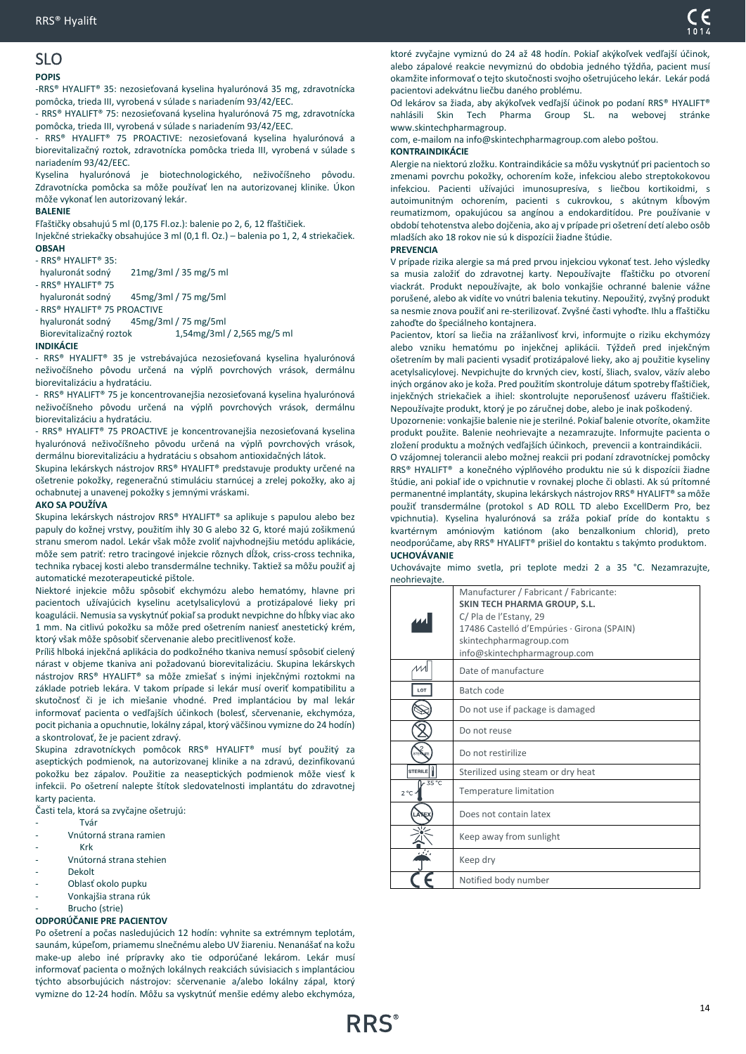# SLO

**POPIS**

-RRS® HYALIFT® 35: nezosieťovaná kyselina hyalurónová 35 mg, zdravotnícka pomôcka, trieda III, vyrobená v súlade s nariadením 93/42/EEC.

- RRS® HYALIFT® 75: nezosieťovaná kyselina hyalurónová 75 mg, zdravotnícka pomôcka, trieda III, vyrobená v súlade s nariadením 93/42/EEC.

- RRS® HYALIFT® 75 PROACTIVE: nezosieťovaná kyselina hyalurónová a biorevitalizačný roztok, zdravotnícka pomôcka triedа III, vyrobená v súlade s nariadením 93/42/EEC.

Kyselina hyalurónová je biotechnologického, neživočíšneho pôvodu. Zdravotnícka pomôcka sa môže používať len na autorizovanej klinike. Úkon môže vykonať len autorizovaný lekár.

**BALENIE**

Fľaštičky obsahujú 5 ml (0,175 Fl.oz.): balenie po 2, 6, 12 fľaštičiek.

Injekčné striekačky obsahujúce 3 ml (0,1 fl. Oz.) – balenia po 1, 2, 4 striekačiek.

**OBSAH**

- RRS® HYALIFT® 35:
  hyaluronát sodný 21mg/3ml / 35 mg/5 ml
- RRS® HYALIFT® 75
  hyaluronát sodný 45mg/3ml / 75 mg/5ml
- RRS® HYALIFT® 75 PROACTIVE
  hyaluronát sodný 45mg/3ml / 75 mg/5ml
  Biorevitalizačný roztok 1,54mg/3ml / 2,565 mg/5 ml

**INDIKÁCIE**

- RRS® HYALIFT® 35 je vstrebávajúca nezosieťovaná kyselina hyalurónová neživočíšneho pôvodu určená na výplň povrchových vrások, dermálnu biorevitalizáciu a hydratáciu.

- RRS® HYALIFT® 75 je koncentrovanejšia nezosieťovaná kyselina hyalurónová neživočíšneho pôvodu určená na výplň povrchových vrások, dermálnu biorevitalizáciu a hydratáciu.

- RRS® HYALIFT® 75 PROACTIVE je koncentrovanejšia nezosieťovaná kyselina hyalurónová neživočíšneho pôvodu určená na výplň povrchových vrások, dermálnu biorevitalizáciu a hydratáciu s obsahom antioxidačných látok.

Skupina lekárskych nástrojov RRS® HYALIFT® predstavuje produkty určené na ošetrenie pokožky, regeneračnú stimuláciu starnúcej a zrelej pokožky, ako aj ochabnutej a unavenej pokožky s jemnými vráskami.

**AKO SA POUŽÍVA**

Skupina lekárskych nástrojov RRS® HYALIFT® sa aplikuje s papulou alebo bez papuly do kožnej vrstvy, použitím ihly 30 G alebo 32 G, ktoré majú zošikmenú stranu smerom nadol. Lekár však môže zvoliť najvhodnejšiu metódu aplikácie, môže sem patriť: retro tracingové injekcie rôznych dĺžok, criss-cross technika, technika rybacej kosti alebo transdermálne techniky. Taktiež sa môžu použiť aj automatické mezoterapeutické pištole.

Niektoré injekcie môžu spôsobiť ekchymózu alebo hematómy, hlavne pri pacientoch užívajúcich kyselinu acetylsalicylovú a protizápalové lieky pri koagulácii. Nemusia sa vyskytnúť pokiaľ sa produkt nevpichne do hĺbky viac ako 1 mm. Na citlivú pokožku sa môže pred ošetrením naniesť anestetický krém, ktorý však môže spôsobiť sčervenanie alebo precitlivenosť kože.

Príliš hlboká injekčná aplikácia do podkožného tkaniva nemusí spôsobiť cielený nárast v objeme tkaniva ani požadovanú biorevitalizáciu. Skupina lekárskych nástrojov RRS® HYALIFT® sa môže zmiešať s inými injekčnými roztokmi na základe potrieb lekára. V takom prípade si lekár musí overiť kompatibilitu a skutočnosť či je ich miešanie vhodné. Pred implantáciou by mal lekár informovať pacienta o vedľajších účinkoch (bolesť, sčervenanie, ekchymóza, pocit pichania a opuchnutie, lokálny zápal, ktorý väčšinou vymizne do 24 hodín) a skontrolovať, že je pacient zdravý.

Skupina zdravotníckych pomôcok RRS® HYALIFT® musí byť použitý za aseptických podmienok, na autorizovanej klinike a na zdravú, dezinfikovanú pokožku bez zápalov. Použitie za neaseptických podmienok môže viesť k infekcii. Po ošetrení nalepte štítok sledovateľnosti implantátu do zdravotnej karty pacienta.

Časti tela, ktorá sa zvyčajne ošetrujú:

- Tvár
- Vnútorná strana ramien
- Krk
- Vnútorná strana stehien
- Dekolt
- Oblasť okolo pupku
- Vonkajšia strana rúk
- Brucho (strie)

**ODPORÚČANIE PRE PACIENTOV**

Po ošetrení a počas nasledujúcich 12 hodín: vyhnite sa extrémnym teplotám, saunám, kúpeľom, priamemu slnečnému alebo UV žiareniu. Nenanášať na kožu make-up alebo iné prípravky ako tie odporúčané lekárom. Lekár musí informovať pacienta o možných lokálnych reakciách súvisiacich s implantáciou týchto absorbujúcich nástrojov: sčervenanie a/alebo lokálny zápal, ktorý vymizne do 12-24 hodín. Môžu sa vyskytnúť menšie edémy alebo ekchymóza, ktoré zvyčajne vymiznú do 24 až 48 hodín. Pokiaľ akýkoľvek vedľajší účinok, alebo zápalové reakcie nevymiznú do obdobia jedného týždňa, pacient musí okamžite informovať o tejto skutočnosti svojho ošetrujúceho lekár. Lekár podá pacientovi adekvátnu liečbu daného problému.

Od lekárov sa žiada, aby akýkoľvek vedľajší účinok po podaní RRS® HYALIFT® nahlásili Skin Tech Pharma Group SL. na webovej stránke www.skintechpharmagroup.

com, e-mailom na info@skintechpharmagroup.com alebo poštou.

**KONTRAINDIKÁCIE**

Alergie na niektorú zložku. Kontraindikácie sa môžu vyskytnúť pri pacientoch so zmenami povrchu pokožky, ochorením kože, infekciou alebo streptokokovou infekciou. Pacienti užívajúci imunosupresíva, s liečbou kortikoidmi, s autoimunitným ochorením, pacienti s cukrovkou, s akútnym kĺbovým reumatizmom, opakujúcou sa angínou a endokarditídou. Pre používanie v období tehotenstva alebo dojčenia, ako aj v prípade pri ošetrení detí alebo osôb mladších ako 18 rokov nie sú k dispozícii žiadne štúdie.

**PREVENCIA**

V prípade rizika alergie sa má pred prvou injekciou vykonať test. Jeho výsledky sa musia založiť do zdravotnej karty. Nepoužívajte fľaštičku po otvorení viackrát. Produkt nepoužívajte, ak bolo vonkajšie ochranné balenie vážne porušené, alebo ak vidíte vo vnútri balenia tekutiny. Nepoužitý, zvyšný produkt sa nesmie znova použiť ani re-sterilizovať. Zvyšné časti vyhoďte. Ihlu a fľaštičku zahoďte do špeciálneho kontajnera.

Pacientov, ktorí sa liečia na zrážanlivosť krvi, informujte o riziku ekchymózy alebo vzniku hematómu po injekčnej aplikácii. Týždeň pred injekčným ošetrením by mali pacienti vysadiť protizápalové lieky, ako aj použitie kyseliny acetylsalicylovej. Nevpichujte do krvných ciev, kostí, šliach, svalov, väzív alebo iných orgánov ako je koža. Pred použitím skontroluje dátum spotreby fľaštičiek, injekčných striekačiek a ihiel: skontrolujte neporušenosť uzáveru fľaštičiek. Nepoužívajte produkt, ktorý je po záručnej dobe, alebo je inak poškodený.

Upozornenie: vonkajšie balenie nie je sterilné. Pokiaľ balenie otvoríte, okamžite produkt použite. Balenie neohrievajte a nezamrazujte. Informujte pacienta o zložení produktu a možných vedľajších účinkoch, prevencii a kontraindikácii.

O vzájomnej tolerancii alebo možnej reakcii pri podaní zdravotníckej pomôcky RRS® HYALIFT® a konečného výplňového produktu nie sú k dispozícii žiadne štúdie, ani pokiaľ ide o vpichnutie v rovnakej ploche či oblasti. Ak sú prítomné permanentné implantáty, skupina lekárskych nástrojov RRS® HYALIFT® sa môže použiť transdermálne (protokol s AD ROLL TD alebo ExcellDerm Pro, bez vpichnutia). Kyselina hyalurónová sa zráža pokiaľ príde do kontaktu s kvartérnym amóniovým katiónom (ako benzalkonium chlorid), preto neodporúčame, aby RRS® HYALIFT® prišiel do kontaktu s takýmto produktom.

**UCHOVÁVANIE**

Uchovávajte mimo svetla, pri teplote medzi 2 a 35 °C. Nezamrazujte, neohrievajte.

| Symbol | Description |
|---|---|
| [Manufacturer] | Manufacturer / Fabricant / Fabricante:<br>**SKIN TECH PHARMA GROUP, S.L.**<br>C/ Pla de l'Estany, 29<br>17486 Castelló d'Empúries · Girona (SPAIN)<br>skintechpharmagroup.com<br>info@skintechpharmagroup.com |
| [Date of manufacture] | Date of manufacture |
| LOT | Batch code |
| [Damaged package] | Do not use if package is damaged |
| [Do not reuse] | Do not reuse |
| STERILIZE | Do not restirilize |
| STERILE | Sterilized using steam or dry heat |
| 2 °C – 35 °C | Temperature limitation |
| LATEX | Does not contain latex |
| [Sunlight] | Keep away from sunlight |
| [Umbrella] | Keep dry |
| CE | Notified body number |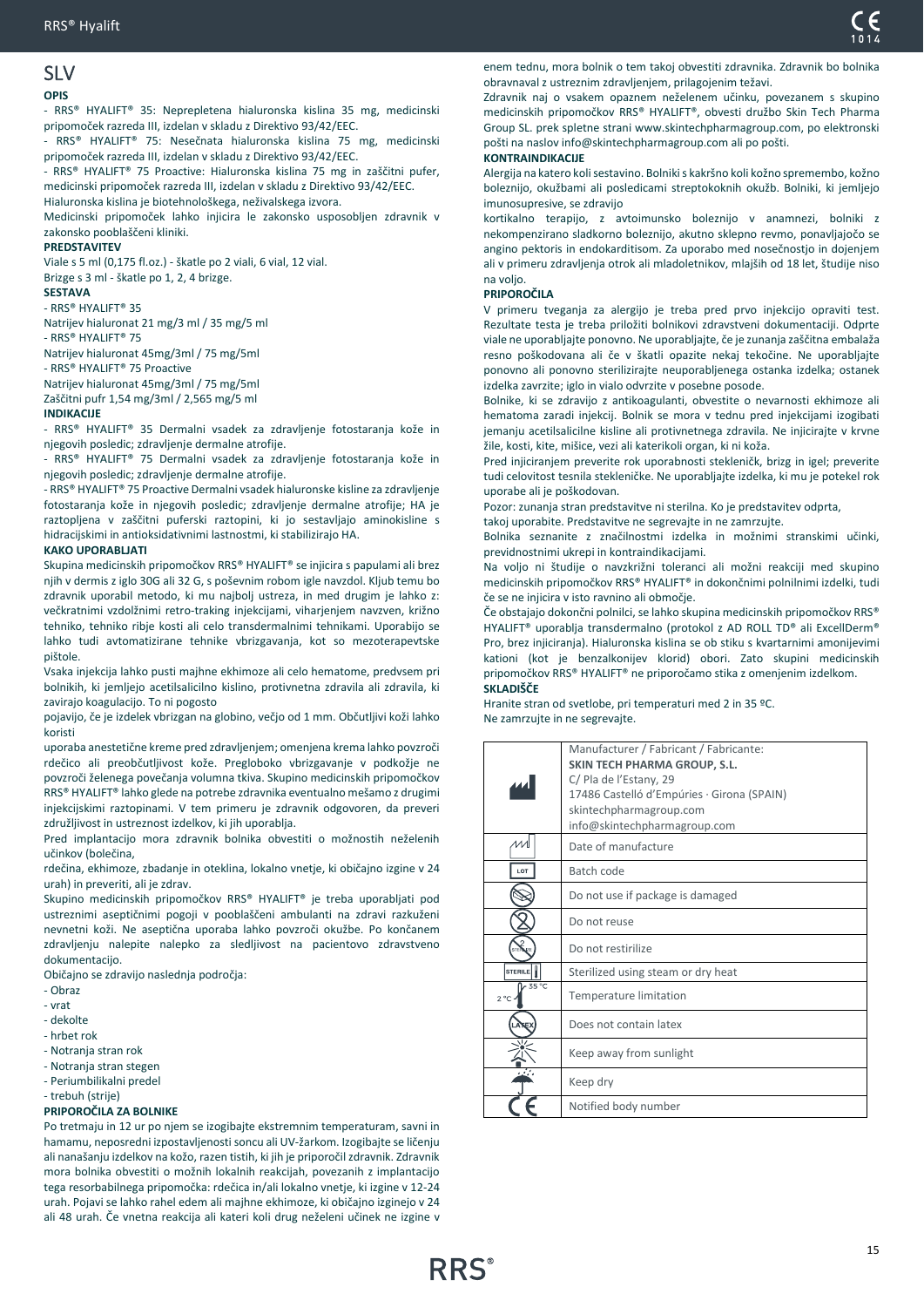# SLV

**OPIS**

- RRS® HYALIFT® 35: Neprepletena hialuronska kislina 35 mg, medicinski pripomoček razreda III, izdelan v skladu z Direktivo 93/42/EEC.
- RRS® HYALIFT® 75: Nesečnata hialuronska kislina 75 mg, medicinski pripomoček razreda III, izdelan v skladu z Direktivo 93/42/EEC.
- RRS® HYALIFT® 75 Proactive: Hialuronska kislina 75 mg in zaščitni pufer, medicinski pripomoček razreda III, izdelan v skladu z Direktivo 93/42/EEC.

Hialuronska kislina je biotehnološkega, neživalskega izvora.

Medicinski pripomoček lahko injicira le zakonsko usposobljen zdravnik v zakonsko pooblaščeni kliniki.

**PREDSTAVITEV**

Viale s 5 ml (0,175 fl.oz.) - škatle po 2 viali, 6 vial, 12 vial.

Brizge s 3 ml - škatle po 1, 2, 4 brizge.

**SESTAVA**

- RRS® HYALIFT® 35

Natrijev hialuronat 21 mg/3 ml / 35 mg/5 ml

- RRS® HYALIFT® 75

Natrijev hialuronat 45mg/3ml / 75 mg/5ml

- RRS® HYALIFT® 75 Proactive

Natrijev hialuronat 45mg/3ml / 75 mg/5ml

Zaščitni pufr 1,54 mg/3ml / 2,565 mg/5 ml

**INDIKACIJE**

- RRS® HYALIFT® 35 Dermalni vsadek za zdravljenje fotostaranja kože in njegovih posledic; zdravljenje dermalne atrofije.
- RRS® HYALIFT® 75 Dermalni vsadek za zdravljenje fotostaranja kože in njegovih posledic; zdravljenje dermalne atrofije.
- RRS® HYALIFT® 75 Proactive Dermalni vsadek hialuronske kisline za zdravljenje fotostaranja kože in njegovih posledic; zdravljenje dermalne atrofije; HA je raztopljena v zaščitni puferski raztopini, ki jo sestavljajo aminokisline s hidracijskimi in antioksidativnimi lastnostmi, ki stabilizirajo HA.

**KAKO UPORABLJATI**

Skupina medicinskih pripomočkov RRS® HYALIFT® se injicira s papulami ali brez njih v dermis z iglo 30G ali 32 G, s poševnim robom igle navzdol. Kljub temu bo zdravnik uporabil metodo, ki mu najbolj ustreza, in med drugim je lahko z: večkratnimi vzdolžnimi retro-traking injekcijami, viharjenjem navzven, križno tehniko, tehniko ribje kosti ali celo transdermalnimi tehnikami. Uporabijo se lahko tudi avtomatizirane tehnike vbrizgavanja, kot so mezoterapevtske pištole.

Vsaka injekcija lahko pusti majhne ekhimoze ali celo hematome, predvsem pri bolnikih, ki jemljejo acetilsalicilno kislino, protivnetna zdravila ali zdravila, ki zavirajo koagulacijo. To ni pogosto

pojavijo, če je izdelek vbrizgan na globino, večjo od 1 mm. Občutljivi koži lahko koristi

uporaba anestetične kreme pred zdravljenjem; omenjena krema lahko povzroči rdečico ali preobčutljivost kože. Pregloboko vbrizgavanje v podkožje ne povzroči želenega povečanja volumna tkiva. Skupino medicinskih pripomočkov RRS® HYALIFT® lahko glede na potrebe zdravnika eventualno mešamo z drugimi injekcijskimi raztopinami. V tem primeru je zdravnik odgovoren, da preveri združljivost in ustreznost izdelkov, ki jih uporablja.

Pred implantacijo mora zdravnik bolnika obvestiti o možnostih neželenih učinkov (bolečina,

rdečina, ekhimoze, zbadanje in oteklina, lokalno vnetje, ki običajno izgine v 24 urah) in preveriti, ali je zdrav.

Skupino medicinskih pripomočkov RRS® HYALIFT® je treba uporabljati pod ustreznimi aseptičnimi pogoji v pooblaščeni ambulanti na zdravi razkuženi nevnetni koži. Ne aseptična uporaba lahko povzroči okužbe. Po končanem zdravljenju nalepite nalepko za sledljivost na pacientovo zdravstveno dokumentacijo.

Običajno se zdravijo naslednja področja:

- Obraz
- vrat
- dekolte
- hrbet rok
- Notranja stran rok
- Notranja stran stegen
- Periumbilikalni predel
- trebuh (strije)

**PRIPOROČILA ZA BOLNIKE**

Po tretmaju in 12 ur po njem se izogibajte ekstremnim temperaturam, savni in hamamu, neposredni izpostavljenosti soncu ali UV-žarkom. Izogibajte se ličenju ali nanašanju izdelkov na kožo, razen tistih, ki jih je priporočil zdravnik. Zdravnik mora bolnika obvestiti o možnih lokalnih reakcijah, povezanih z implantacijo tega resorbabilnega pripomočka: rdečica in/ali lokalno vnetje, ki izgine v 12-24 urah. Pojavi se lahko rahel edem ali majhne ekhimoze, ki običajno izginejo v 24 ali 48 urah. Če vnetna reakcija ali kateri koli drug neželeni učinek ne izgine v enem tednu, mora bolnik o tem takoj obvestiti zdravnika. Zdravnik bo bolnika obravnaval z ustreznim zdravljenjem, prilagojenim težavi.

Zdravnik naj o vsakem opaznem neželenem učinku, povezanem s skupino medicinskih pripomočkov RRS® HYALIFT®, obvesti družbo Skin Tech Pharma Group SL. prek spletne strani www.skintechpharmagroup.com, po elektronski pošti na naslov info@skintechpharmagroup.com ali po pošti.

**KONTRAINDIKACIJE**

Alergija na katero koli sestavino. Bolniki s kakršno koli kožno spremembo, kožno boleznijo, okužbami ali posledicami streptokoknih okužb. Bolniki, ki jemljejo imunosupresive, se zdravijo

kortikalno terapijo, z avtoimunsko boleznijo v anamnezi, bolniki z nekompenzirano sladkorno boleznijo, akutno sklepno revmo, ponavljajočo se angino pektoris in endokarditisom. Za uporabo med nosečnostjo in dojenjem ali v primeru zdravljenja otrok ali mladoletnikov, mlajših od 18 let, študije niso na voljo.

**PRIPOROČILA**

V primeru tveganja za alergijo je treba pred prvo injekcijo opraviti test. Rezultate testa je treba priložiti bolnikovi zdravstveni dokumentaciji. Odprte viale ne uporabljajte ponovno. Ne uporabljajte, če je zunanja zaščitna embalaža resno poškodovana ali če v škatli opazite nekaj tekočine. Ne uporabljajte ponovno ali ponovno sterilizirajte neuporabljenega ostanka izdelka; ostanek izdelka zavrzite; iglo in vialo odvrzite v posebne posode.

Bolnike, ki se zdravijo z antikoagulanti, obvestite o nevarnosti ekhimoze ali hematoma zaradi injekcij. Bolnik se mora v tednu pred injekcijami izogibati jemanju acetilsalicilne kisline ali protivnetnega zdravila. Ne injicirajte v krvne žile, kosti, kite, mišice, vezi ali katerikoli organ, ki ni koža.

Pred injiciranjem preverite rok uporabnosti stekleničk, brizg in igel; preverite tudi celovitost tesnila stekleničke. Ne uporabljajte izdelka, ki mu je potekel rok uporabe ali je poškodovan.

Pozor: zunanja stran predstavitve ni sterilna. Ko je predstavitev odprta,

takoj uporabite. Predstavitve ne segrevajte in ne zamrzujte.

Bolnika seznanite z značilnostmi izdelka in možnimi stranskimi učinki, previdnostnimi ukrepi in kontraindikacijami.

Na voljo ni študije o navzkrižni toleranci ali možni reakciji med skupino medicinskih pripomočkov RRS® HYALIFT® in dokončnimi polnilnimi izdelki, tudi če se ne injicira v isto ravnino ali območje.

Če obstajajo dokončni polnilci, se lahko skupina medicinskih pripomočkov RRS® HYALIFT® uporablja transdermalno (protokol z AD ROLL TD® ali ExcellDerm® Pro, brez injiciranja). Hialuronska kislina se ob stiku s kvartarnimi amonijevimi kationi (kot je benzalkonijev klorid) obori. Zato skupini medicinskih pripomočkov RRS® HYALIFT® ne priporočamo stika z omenjenim izdelkom.

**SKLADIŠČE**

Hranite stran od svetlobe, pri temperaturi med 2 in 35 ºC.

Ne zamrzujte in ne segrevajte.

| Symbol | Description |
|---|---|
| Manufacturer symbol | Manufacturer / Fabricant / Fabricante: **SKIN TECH PHARMA GROUP, S.L.** C/ Pla de l'Estany, 29 17486 Castelló d'Empúries · Girona (SPAIN) skintechpharmagroup.com info@skintechpharmagroup.com |
| Date of manufacture symbol | Date of manufacture |
| LOT | Batch code |
| Damaged package symbol | Do not use if package is damaged |
| Do not reuse symbol | Do not reuse |
| STERILIZE | Do not restirilize |
| STERILE | Sterilized using steam or dry heat |
| 2 °C – 35 °C | Temperature limitation |
| LATEX | Does not contain latex |
| Sunlight symbol | Keep away from sunlight |
| Umbrella symbol | Keep dry |
| CE | Notified body number |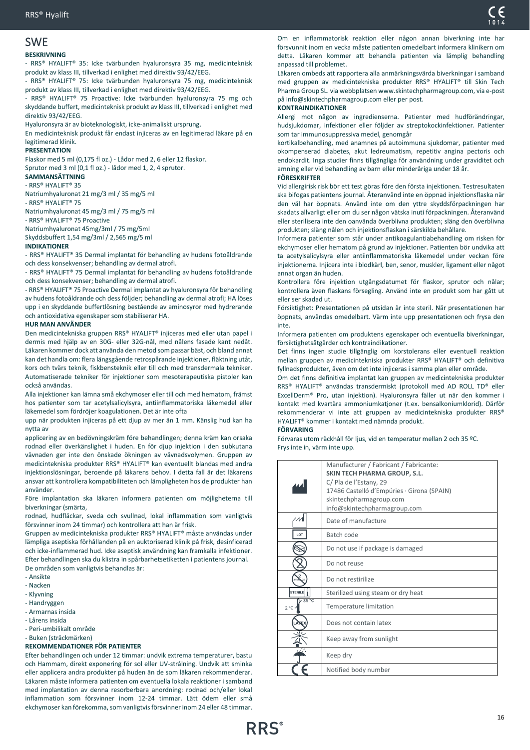# SWE

**BESKRIVNING**

- RRS® HYALIFT® 35: Icke tvärbunden hyaluronsyra 35 mg, medicinteknisk produkt av klass III, tillverkad i enlighet med direktiv 93/42/EEG.
- RRS® HYALIFT® 75: Icke tvärbunden hyaluronsyra 75 mg, medicinteknisk produkt av klass III, tillverkad i enlighet med direktiv 93/42/EEG.
- RRS® HYALIFT® 75 Proactive: Icke tvärbunden hyaluronsyra 75 mg och skyddande buffert, medicinteknisk produkt av klass III, tillverkad i enlighet med direktiv 93/42/EEG.

Hyaluronsyra är av bioteknologiskt, icke-animaliskt ursprung.

En medicinteknisk produkt får endast injiceras av en legitimerad läkare på en legitimerad klinik.

**PRESENTATION**

Flaskor med 5 ml (0,175 fl oz.) - Lådor med 2, 6 eller 12 flaskor.

Sprutor med 3 ml (0,1 fl oz.) - lådor med 1, 2, 4 sprutor.

**SAMMANSÄTTNING**

- RRS® HYALIFT® 35

Natriumhyaluronat 21 mg/3 ml / 35 mg/5 ml

- RRS® HYALIFT® 75

Natriumhyaluronat 45 mg/3 ml / 75 mg/5 ml

- RRS® HYALIFT® 75 Proactive

Natriumhyaluronat 45mg/3ml / 75 mg/5ml

Skyddsbuffert 1,54 mg/3ml / 2,565 mg/5 ml

**INDIKATIONER**

- RRS® HYALIFT® 35 Dermal implantat för behandling av hudens fotoåldrande och dess konsekvenser; behandling av dermal atrofi.
- RRS® HYALIFT® 75 Dermal implantat för behandling av hudens fotoåldrande och dess konsekvenser; behandling av dermal atrofi.
- RRS® HYALIFT® 75 Proactive Dermal implantat av hyaluronsyra för behandling av hudens fotoåldrande och dess följder; behandling av dermal atrofi; HA löses upp i en skyddande buffertlösning bestående av aminosyror med hydrerande och antioxidativa egenskaper som stabiliserar HA.

**HUR MAN ANVÄNDER**

Den medicintekniska gruppen RRS® HYALIFT® injiceras med eller utan papel i dermis med hjälp av en 30G- eller 32G-nål, med nålens fasade kant nedåt. Läkaren kommer dock att använda den metod som passar bäst, och bland annat kan det handla om: flera längsgående retrospårande injektioner, fläktning utåt, kors och tvärs teknik, fiskbensteknik eller till och med transdermala tekniker. Automatiserade tekniker för injektioner som mesoterapeutiska pistoler kan också användas.

Alla injektioner kan lämna små ekchymoser eller till och med hematom, främst hos patienter som tar acetylsalicylsyra, antiinflammatoriska läkemedel eller läkemedel som fördröjer koagulationen. Det är inte ofta upp när produkten injiceras på ett djup av mer än 1 mm. Känslig hud kan ha nytta av applicering av en bedövningskräm före behandlingen; denna kräm kan orsaka rodnad eller överkänslighet i huden. En för djup injektion i den subkutana vävnaden ger inte den önskade ökningen av vävnadsvolymen. Gruppen av medicintekniska produkter RRS® HYALIFT® kan eventuellt blandas med andra injektionslösningar, beroende på läkarens behov. I detta fall är det läkarens ansvar att kontrollera kompatibiliteten och lämpligheten hos de produkter han använder.

Före implantation ska läkaren informera patienten om möjligheterna till biverkningar (smärta, rodnad, hudfläckar, sveda och svullnad, lokal inflammation som vanligtvis försvinner inom 24 timmar) och kontrollera att han är frisk.

Gruppen av medicintekniska produkter RRS® HYALIFT® måste användas under lämpliga aseptiska förhållanden på en auktoriserad klinik på frisk, desinficerad och icke-inflammerad hud. Icke aseptisk användning kan framkalla infektioner. Efter behandlingen ska du klistra in spårbarhetsetiketten i patientens journal.

De områden som vanligtvis behandlas är:

- Ansikte
- Nacken
- Klyvning
- Handryggen
- Armarnas insida
- Lårens insida
- Peri-umbilikalt område
- Buken (sträckmärken)

**REKOMMENDATIONER FÖR PATIENTER**

Efter behandlingen och under 12 timmar: undvik extrema temperaturer, bastu och Hammam, direkt exponering för sol eller UV-strålning. Undvik att sminka eller applicera andra produkter på huden än de som läkaren rekommenderar. Läkaren måste informera patienten om eventuella lokala reaktioner i samband med implantation av denna resorberbara anordning: rodnad och/eller lokal inflammation som försvinner inom 12-24 timmar. Lätt ödem eller små ekchymoser kan förekomma, som vanligtvis försvinner inom 24 eller 48 timmar.

Om en inflammatorisk reaktion eller någon annan biverkning inte har försvunnit inom en vecka måste patienten omedelbart informera klinikern om detta. Läkaren kommer att behandla patienten via lämplig behandling anpassad till problemet.

Läkaren ombeds att rapportera alla anmärkningsvärda biverkningar i samband med gruppen av medicintekniska produkter RRS® HYALIFT® till Skin Tech Pharma Group SL. via webbplatsen www.skintechpharmagroup.com, via e-post på info@skintechpharmagroup.com eller per post.

**KONTRAINDIKATIONER**

Allergi mot någon av ingredienserna. Patienter med hudförändringar, hudsjukdomar, infektioner eller följder av streptockinfektioner. Patienter som tar immunosuppressiva medel, genomgår kortikalbehandling, med anamnes på autoimmuna sjukdomar, patienter med okompenserad diabetes, akut ledreumatism, repetitiv angina pectoris och endokardit. Inga studier finns tillgängliga för användning under graviditet och amning eller vid behandling av barn eller minderåriga under 18 år.

**FÖRESKRIFTER**

Vid allergisk risk bör ett test göras före den första injektionen. Testresultaten ska bifogas patientens journal. Återanvänd inte en öppnad injektionsflaska när den väl har öppnats. Använd inte om den yttre skyddsförpackningen har skadats allvarligt eller om du ser någon vätska inuti förpackningen. Återanvänd eller sterilisera inte den oanvända överblivna produkten; släng den överblivna produkten; släng nålen och injektionsflaskan i särskilda behållare.

Informera patienter som står under antikoagulantiabehandling om risken för ekchymoser eller hematom på grund av injektioner. Patienten bör undvika att ta acetylsalicylsyra eller antiinflammatoriska läkemedel under veckan före injektionerna. Injicera inte i blodkärl, ben, senor, muskler, ligament eller något annat organ än huden.

Kontrollera före injektion utgångsdatumet för flaskor, sprutor och nålar; kontrollera även flaskans försegling. Använd inte en produkt som har gått ut eller ser skadad ut.

Försiktighet: Presentationen på utsidan är inte steril. När presentationen har öppnats, användas omedelbart. Värm inte upp presentationen och frysa den inte.

Informera patienten om produktens egenskaper och eventuella biverkningar, försiktighetsåtgärder och kontraindikationer.

Det finns ingen studie tillgänglig om korstolerans eller eventuell reaktion mellan gruppen av medicintekniska produkter RRS® HYALIFT® och definitiva fyllnadsprodukter, även om det inte injiceras i samma plan eller område.

Om det finns definitiva implantat kan gruppen av medicintekniska produkter RRS® HYALIFT® användas transdermiskt (protokoll med AD ROLL TD® eller ExcellDerm® Pro, utan injektion). Hyaluronsyra fäller ut när den kommer i kontakt med kvartära ammoniumkatjoner (t.ex. bensalkoniumklorid). Därför rekommenderar vi inte att gruppen av medicintekniska produkter RRS® HYALIFT® kommer i kontakt med nämnda produkt.

**FÖRVARING**

Förvaras utom räckhåll för ljus, vid en temperatur mellan 2 och 35 ºC.

Frys inte in, värm inte upp.

| | |
|---|---|
| | Manufacturer / Fabricant / Fabricante:<br>**SKIN TECH PHARMA GROUP, S.L.**<br>C/ Pla de l'Estany, 29<br>17486 Castelló d'Empúries · Girona (SPAIN)<br>skintechpharmagroup.com<br>info@skintechpharmagroup.com |
| | Date of manufacture |
| LOT | Batch code |
| | Do not use if package is damaged |
| | Do not reuse |
| STERILIZE | Do not restirilize |
| STERILE | Sterilized using steam or dry heat |
| 2 °C – 35 °C | Temperature limitation |
| LATEX | Does not contain latex |
| | Keep away from sunlight |
| | Keep dry |
| CE | Notified body number |